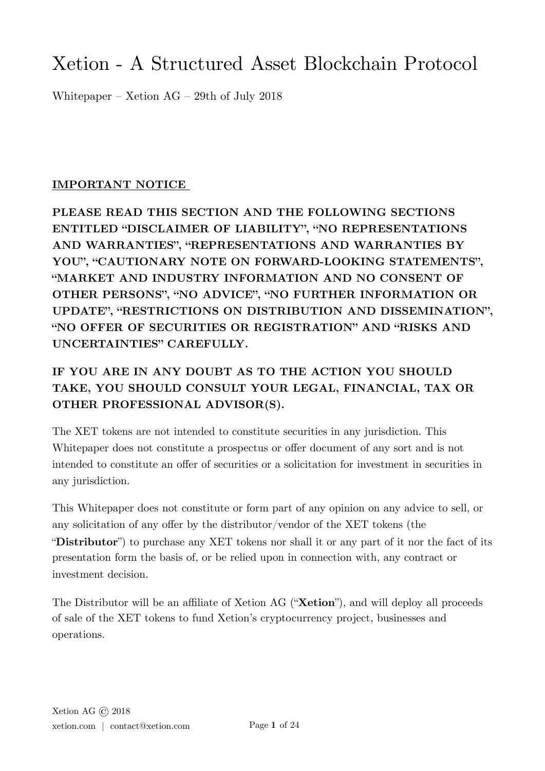# Xetion - A Structured Asset Blockchain Protocol

Whitepaper – Xetion AG – 29th of July 2018

## IMPORTANT NOTICE

**PLEASE READ THIS SECTION AND THE FOLLOWING SECTIONS ENTITLED "DISCLAIMER OF LIABILITY", "NO REPRESENTATIONS AND WARRANTIES", "REPRESENTATIONS AND WARRANTIES BY YOU", "CAUTIONARY NOTE ON FORWARD-LOOKING STATEMENTS", "MARKET AND INDUSTRY INFORMATION AND NO CONSENT OF OTHER PERSONS", "NO ADVICE", "NO FURTHER INFORMATION OR UPDATE", "RESTRICTIONS ON DISTRIBUTION AND DISSEMINATION", "NO OFFER OF SECURITIES OR REGISTRATION" AND "RISKS AND UNCERTAINTIES" CAREFULLY.**

**IF YOU ARE IN ANY DOUBT AS TO THE ACTION YOU SHOULD TAKE, YOU SHOULD CONSULT YOUR LEGAL, FINANCIAL, TAX OR OTHER PROFESSIONAL ADVISOR(S).**

The XET tokens are not intended to constitute securities in any jurisdiction. This Whitepaper does not constitute a prospectus or offer document of any sort and is not intended to constitute an offer of securities or a solicitation for investment in securities in any jurisdiction.

This Whitepaper does not constitute or form part of any opinion on any advice to sell, or any solicitation of any offer by the distributor/vendor of the XET tokens (the "**Distributor**") to purchase any XET tokens nor shall it or any part of it nor the fact of its presentation form the basis of, or be relied upon in connection with, any contract or investment decision.

The Distributor will be an affiliate of Xetion AG ("**Xetion**"), and will deploy all proceeds of sale of the XET tokens to fund Xetion's cryptocurrency project, businesses and operations.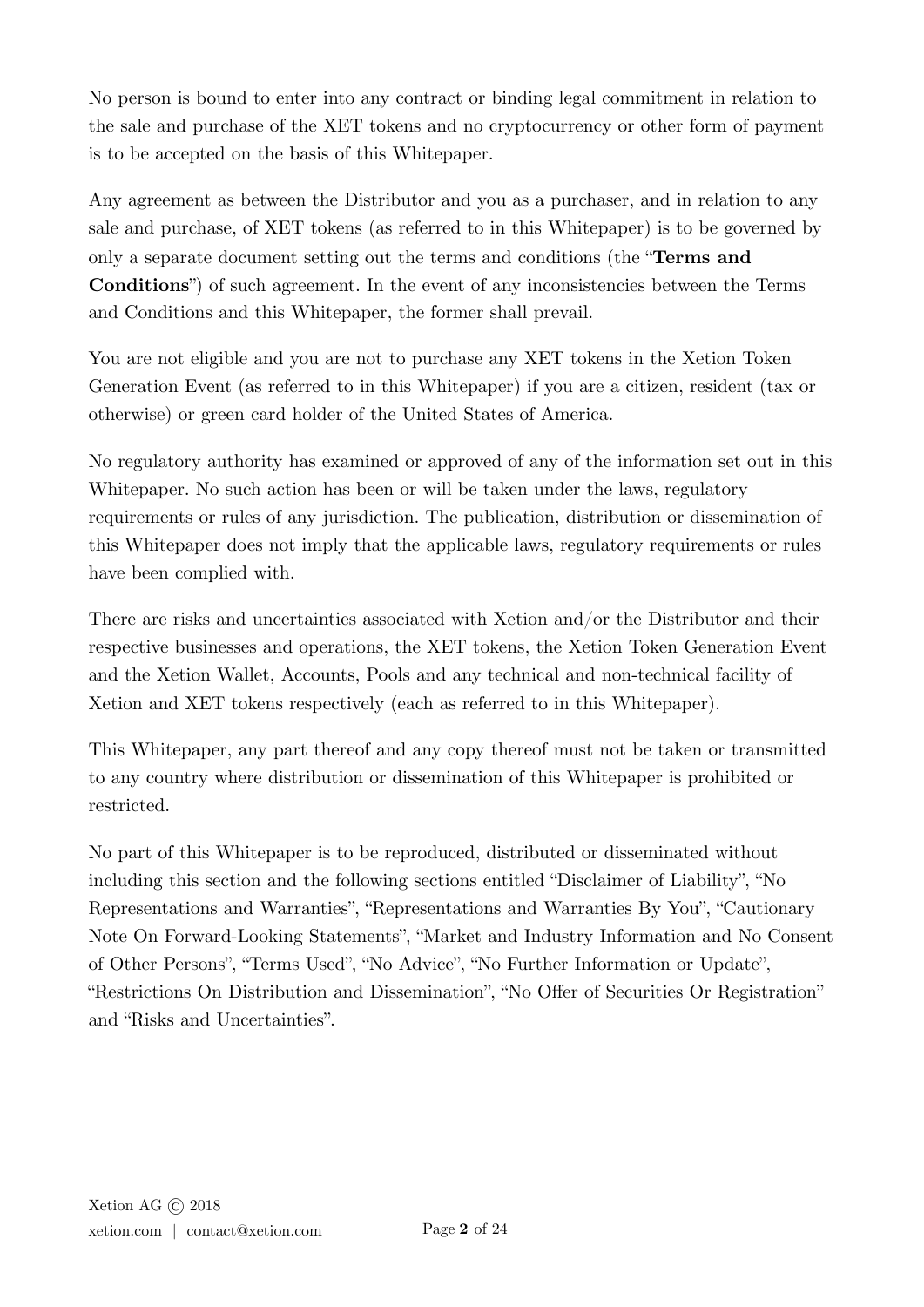No person is bound to enter into any contract or binding legal commitment in relation to the sale and purchase of the XET tokens and no cryptocurrency or other form of payment is to be accepted on the basis of this Whitepaper.

Any agreement as between the Distributor and you as a purchaser, and in relation to any sale and purchase, of XET tokens (as referred to in this Whitepaper) is to be governed by only a separate document setting out the terms and conditions (the "**Terms and Conditions**") of such agreement. In the event of any inconsistencies between the Terms and Conditions and this Whitepaper, the former shall prevail.

You are not eligible and you are not to purchase any XET tokens in the Xetion Token Generation Event (as referred to in this Whitepaper) if you are a citizen, resident (tax or otherwise) or green card holder of the United States of America.

No regulatory authority has examined or approved of any of the information set out in this Whitepaper. No such action has been or will be taken under the laws, regulatory requirements or rules of any jurisdiction. The publication, distribution or dissemination of this Whitepaper does not imply that the applicable laws, regulatory requirements or rules have been complied with.

There are risks and uncertainties associated with Xetion and/or the Distributor and their respective businesses and operations, the XET tokens, the Xetion Token Generation Event and the Xetion Wallet, Accounts, Pools and any technical and non-technical facility of Xetion and XET tokens respectively (each as referred to in this Whitepaper).

This Whitepaper, any part thereof and any copy thereof must not be taken or transmitted to any country where distribution or dissemination of this Whitepaper is prohibited or restricted.

No part of this Whitepaper is to be reproduced, distributed or disseminated without including this section and the following sections entitled "Disclaimer of Liability", "No Representations and Warranties", "Representations and Warranties By You", "Cautionary Note On Forward-Looking Statements", "Market and Industry Information and No Consent of Other Persons", "Terms Used", "No Advice", "No Further Information or Update", "Restrictions On Distribution and Dissemination", "No Offer of Securities Or Registration" and "Risks and Uncertainties".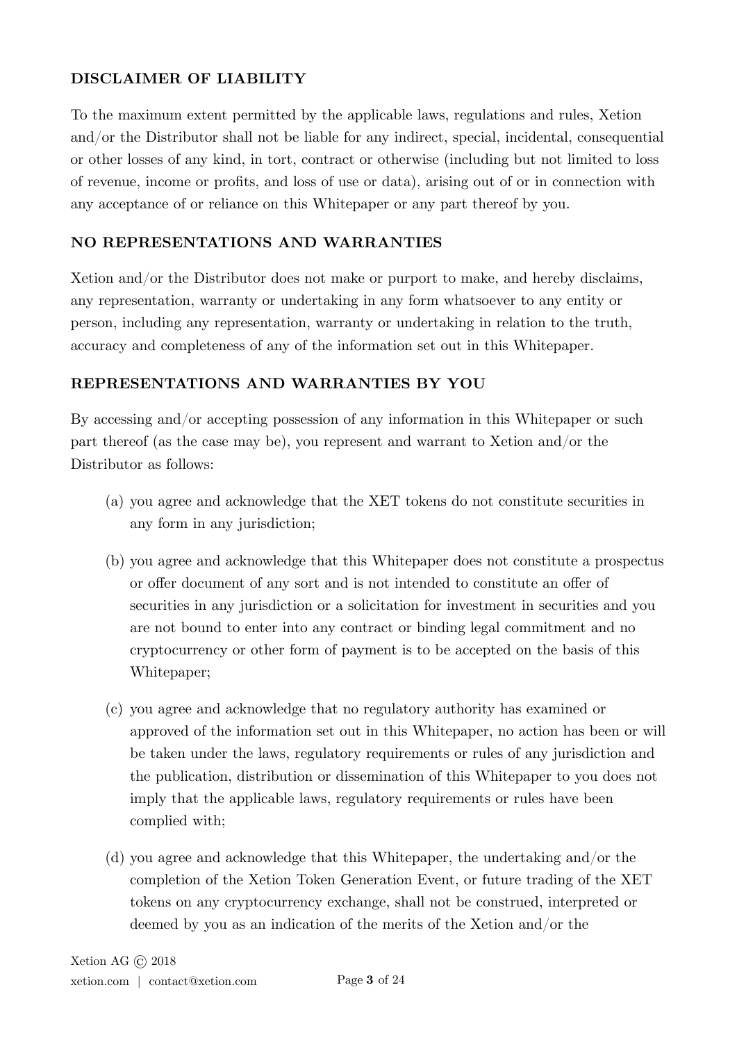## DISCLAIMER OF LIABILITY

To the maximum extent permitted by the applicable laws, regulations and rules, Xetion and/or the Distributor shall not be liable for any indirect, special, incidental, consequential or other losses of any kind, in tort, contract or otherwise (including but not limited to loss of revenue, income or profits, and loss of use or data), arising out of or in connection with any acceptance of or reliance on this Whitepaper or any part thereof by you.

## NO REPRESENTATIONS AND WARRANTIES

Xetion and/or the Distributor does not make or purport to make, and hereby disclaims, any representation, warranty or undertaking in any form whatsoever to any entity or person, including any representation, warranty or undertaking in relation to the truth, accuracy and completeness of any of the information set out in this Whitepaper.

## REPRESENTATIONS AND WARRANTIES BY YOU

By accessing and/or accepting possession of any information in this Whitepaper or such part thereof (as the case may be), you represent and warrant to Xetion and/or the Distributor as follows:

(a) you agree and acknowledge that the XET tokens do not constitute securities in any form in any jurisdiction;

(b) you agree and acknowledge that this Whitepaper does not constitute a prospectus or offer document of any sort and is not intended to constitute an offer of securities in any jurisdiction or a solicitation for investment in securities and you are not bound to enter into any contract or binding legal commitment and no cryptocurrency or other form of payment is to be accepted on the basis of this Whitepaper;

(c) you agree and acknowledge that no regulatory authority has examined or approved of the information set out in this Whitepaper, no action has been or will be taken under the laws, regulatory requirements or rules of any jurisdiction and the publication, distribution or dissemination of this Whitepaper to you does not imply that the applicable laws, regulatory requirements or rules have been complied with;

(d) you agree and acknowledge that this Whitepaper, the undertaking and/or the completion of the Xetion Token Generation Event, or future trading of the XET tokens on any cryptocurrency exchange, shall not be construed, interpreted or deemed by you as an indication of the merits of the Xetion and/or the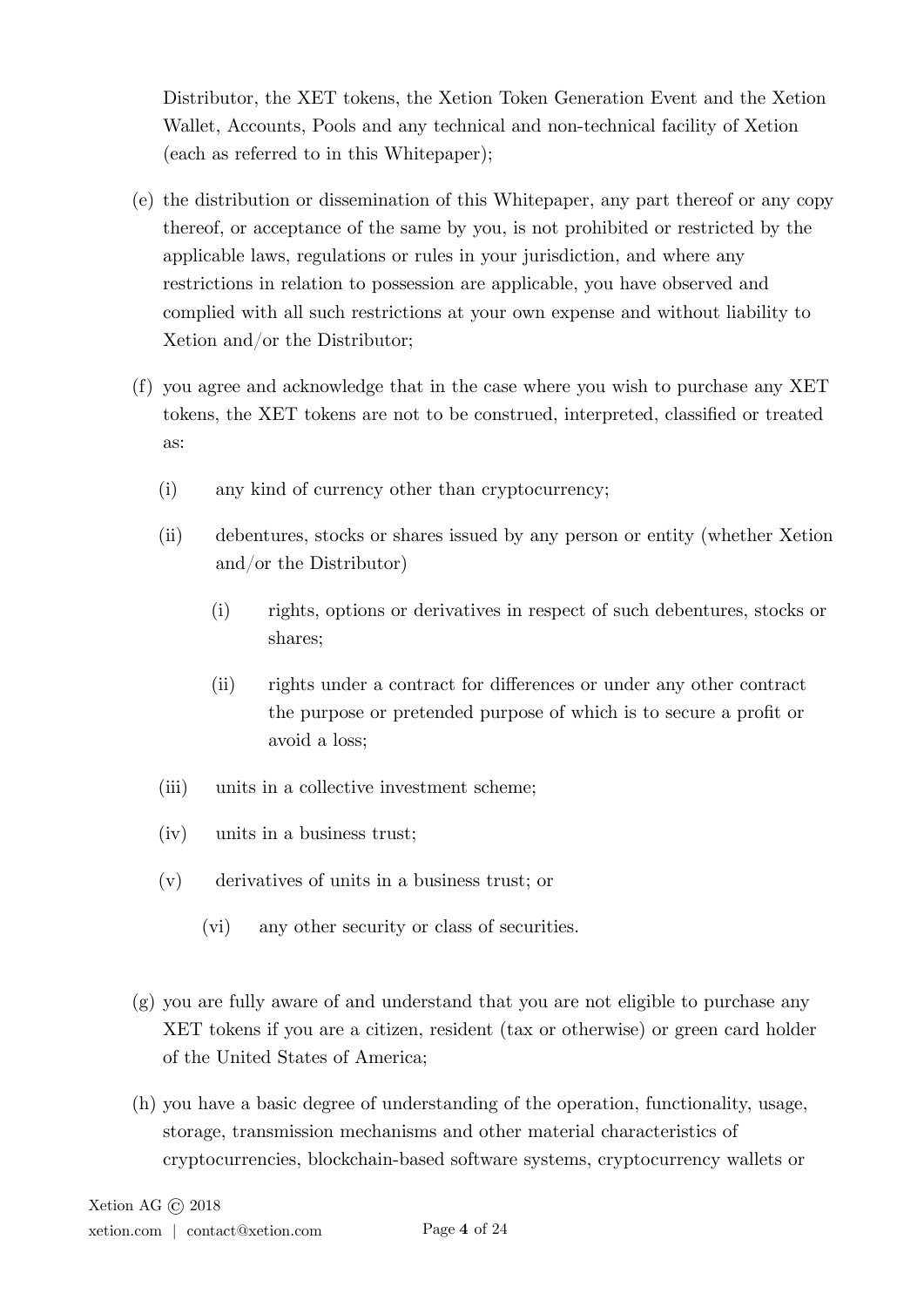Distributor, the XET tokens, the Xetion Token Generation Event and the Xetion Wallet, Accounts, Pools and any technical and non-technical facility of Xetion (each as referred to in this Whitepaper);

(e) the distribution or dissemination of this Whitepaper, any part thereof or any copy thereof, or acceptance of the same by you, is not prohibited or restricted by the applicable laws, regulations or rules in your jurisdiction, and where any restrictions in relation to possession are applicable, you have observed and complied with all such restrictions at your own expense and without liability to Xetion and/or the Distributor;

(f) you agree and acknowledge that in the case where you wish to purchase any XET tokens, the XET tokens are not to be construed, interpreted, classified or treated as:

   (i) any kind of currency other than cryptocurrency;

   (ii) debentures, stocks or shares issued by any person or entity (whether Xetion and/or the Distributor)

      (i) rights, options or derivatives in respect of such debentures, stocks or shares;

      (ii) rights under a contract for differences or under any other contract the purpose or pretended purpose of which is to secure a profit or avoid a loss;

   (iii) units in a collective investment scheme;

   (iv) units in a business trust;

   (v) derivatives of units in a business trust; or

   (vi) any other security or class of securities.

(g) you are fully aware of and understand that you are not eligible to purchase any XET tokens if you are a citizen, resident (tax or otherwise) or green card holder of the United States of America;

(h) you have a basic degree of understanding of the operation, functionality, usage, storage, transmission mechanisms and other material characteristics of cryptocurrencies, blockchain-based software systems, cryptocurrency wallets or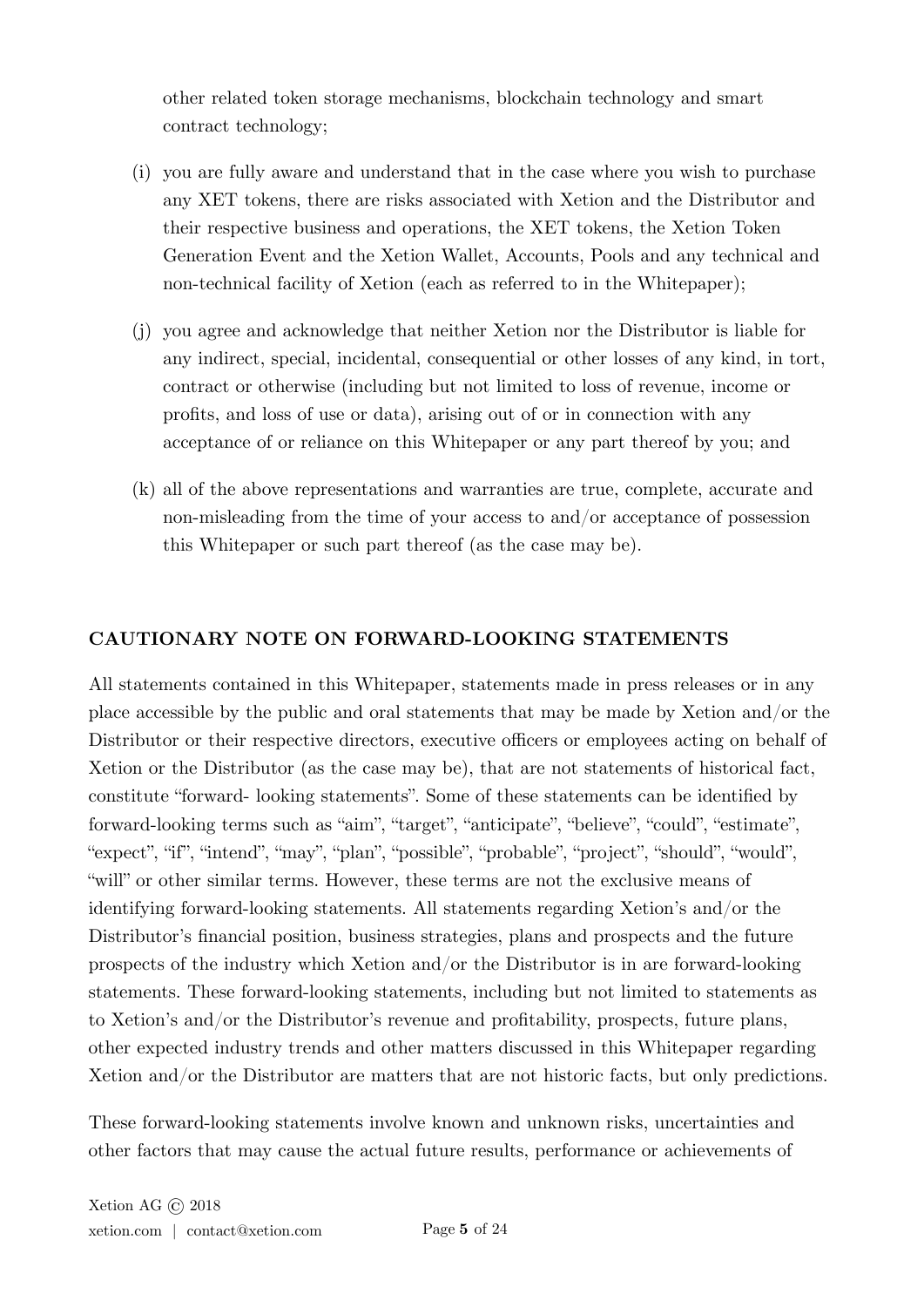other related token storage mechanisms, blockchain technology and smart contract technology;

(i) you are fully aware and understand that in the case where you wish to purchase any XET tokens, there are risks associated with Xetion and the Distributor and their respective business and operations, the XET tokens, the Xetion Token Generation Event and the Xetion Wallet, Accounts, Pools and any technical and non-technical facility of Xetion (each as referred to in the Whitepaper);

(j) you agree and acknowledge that neither Xetion nor the Distributor is liable for any indirect, special, incidental, consequential or other losses of any kind, in tort, contract or otherwise (including but not limited to loss of revenue, income or profits, and loss of use or data), arising out of or in connection with any acceptance of or reliance on this Whitepaper or any part thereof by you; and

(k) all of the above representations and warranties are true, complete, accurate and non-misleading from the time of your access to and/or acceptance of possession this Whitepaper or such part thereof (as the case may be).

## CAUTIONARY NOTE ON FORWARD-LOOKING STATEMENTS

All statements contained in this Whitepaper, statements made in press releases or in any place accessible by the public and oral statements that may be made by Xetion and/or the Distributor or their respective directors, executive officers or employees acting on behalf of Xetion or the Distributor (as the case may be), that are not statements of historical fact, constitute "forward- looking statements". Some of these statements can be identified by forward-looking terms such as "aim", "target", "anticipate", "believe", "could", "estimate", "expect", "if", "intend", "may", "plan", "possible", "probable", "project", "should", "would", "will" or other similar terms. However, these terms are not the exclusive means of identifying forward-looking statements. All statements regarding Xetion's and/or the Distributor's financial position, business strategies, plans and prospects and the future prospects of the industry which Xetion and/or the Distributor is in are forward-looking statements. These forward-looking statements, including but not limited to statements as to Xetion's and/or the Distributor's revenue and profitability, prospects, future plans, other expected industry trends and other matters discussed in this Whitepaper regarding Xetion and/or the Distributor are matters that are not historic facts, but only predictions.

These forward-looking statements involve known and unknown risks, uncertainties and other factors that may cause the actual future results, performance or achievements of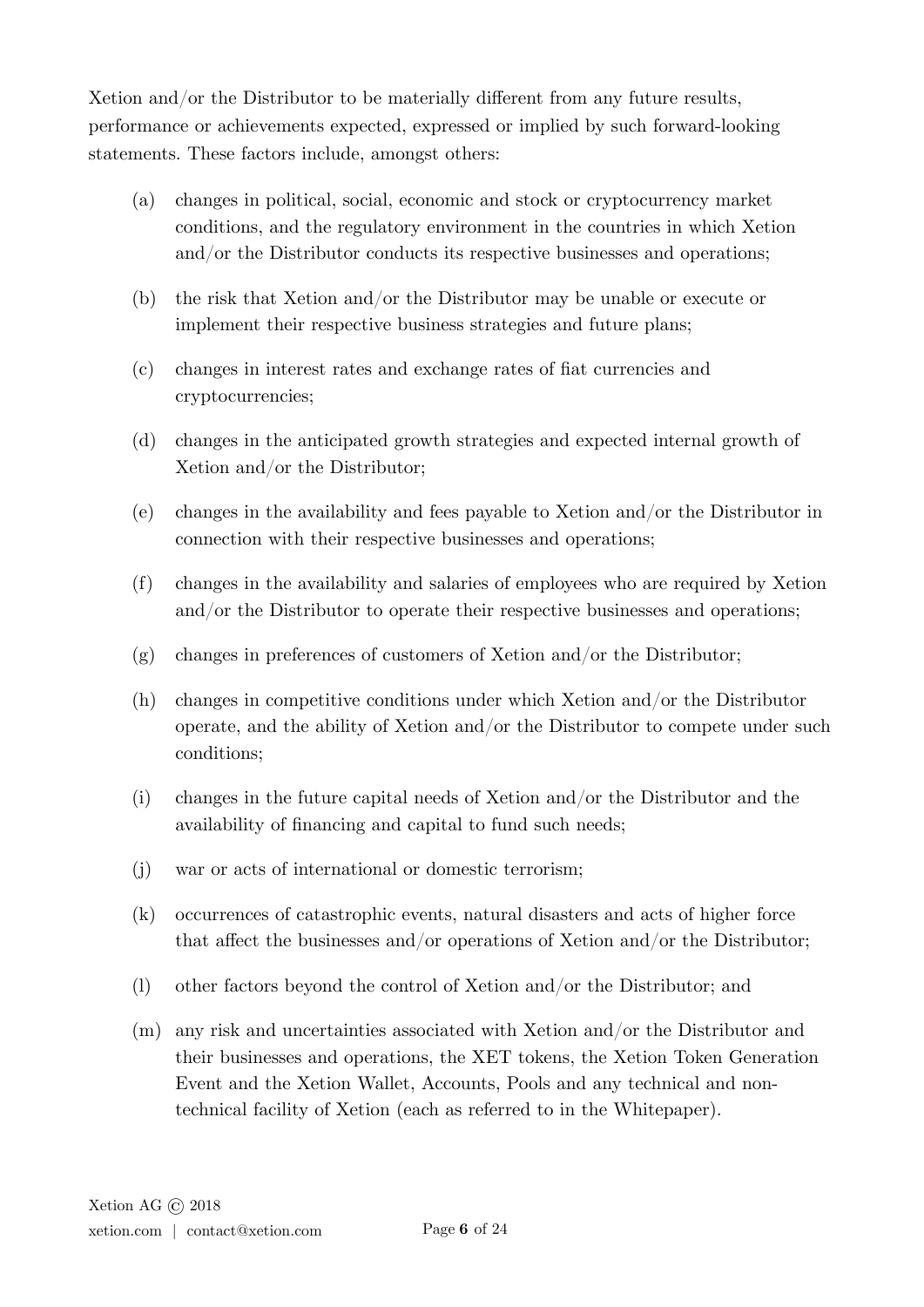Xetion and/or the Distributor to be materially different from any future results, performance or achievements expected, expressed or implied by such forward-looking statements. These factors include, amongst others:

(a) changes in political, social, economic and stock or cryptocurrency market conditions, and the regulatory environment in the countries in which Xetion and/or the Distributor conducts its respective businesses and operations;

(b) the risk that Xetion and/or the Distributor may be unable or execute or implement their respective business strategies and future plans;

(c) changes in interest rates and exchange rates of fiat currencies and cryptocurrencies;

(d) changes in the anticipated growth strategies and expected internal growth of Xetion and/or the Distributor;

(e) changes in the availability and fees payable to Xetion and/or the Distributor in connection with their respective businesses and operations;

(f) changes in the availability and salaries of employees who are required by Xetion and/or the Distributor to operate their respective businesses and operations;

(g) changes in preferences of customers of Xetion and/or the Distributor;

(h) changes in competitive conditions under which Xetion and/or the Distributor operate, and the ability of Xetion and/or the Distributor to compete under such conditions;

(i) changes in the future capital needs of Xetion and/or the Distributor and the availability of financing and capital to fund such needs;

(j) war or acts of international or domestic terrorism;

(k) occurrences of catastrophic events, natural disasters and acts of higher force that affect the businesses and/or operations of Xetion and/or the Distributor;

(l) other factors beyond the control of Xetion and/or the Distributor; and

(m) any risk and uncertainties associated with Xetion and/or the Distributor and their businesses and operations, the XET tokens, the Xetion Token Generation Event and the Xetion Wallet, Accounts, Pools and any technical and non-technical facility of Xetion (each as referred to in the Whitepaper).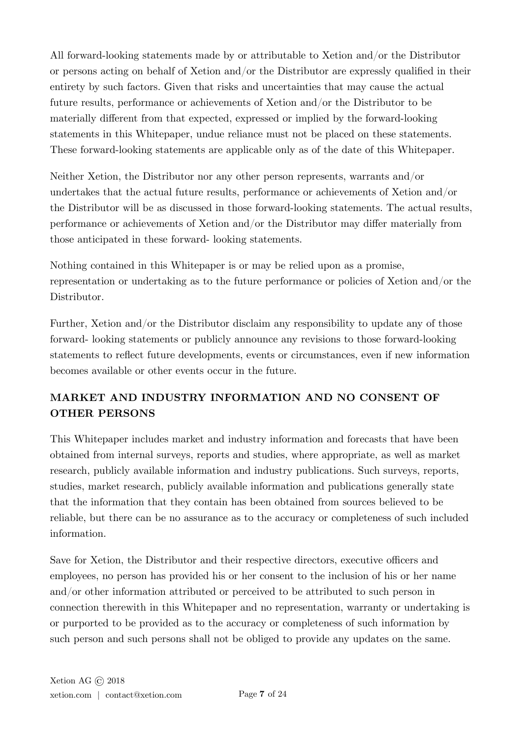All forward-looking statements made by or attributable to Xetion and/or the Distributor or persons acting on behalf of Xetion and/or the Distributor are expressly qualified in their entirety by such factors. Given that risks and uncertainties that may cause the actual future results, performance or achievements of Xetion and/or the Distributor to be materially different from that expected, expressed or implied by the forward-looking statements in this Whitepaper, undue reliance must not be placed on these statements. These forward-looking statements are applicable only as of the date of this Whitepaper.

Neither Xetion, the Distributor nor any other person represents, warrants and/or undertakes that the actual future results, performance or achievements of Xetion and/or the Distributor will be as discussed in those forward-looking statements. The actual results, performance or achievements of Xetion and/or the Distributor may differ materially from those anticipated in these forward- looking statements.

Nothing contained in this Whitepaper is or may be relied upon as a promise, representation or undertaking as to the future performance or policies of Xetion and/or the Distributor.

Further, Xetion and/or the Distributor disclaim any responsibility to update any of those forward- looking statements or publicly announce any revisions to those forward-looking statements to reflect future developments, events or circumstances, even if new information becomes available or other events occur in the future.

## MARKET AND INDUSTRY INFORMATION AND NO CONSENT OF OTHER PERSONS

This Whitepaper includes market and industry information and forecasts that have been obtained from internal surveys, reports and studies, where appropriate, as well as market research, publicly available information and industry publications. Such surveys, reports, studies, market research, publicly available information and publications generally state that the information that they contain has been obtained from sources believed to be reliable, but there can be no assurance as to the accuracy or completeness of such included information.

Save for Xetion, the Distributor and their respective directors, executive officers and employees, no person has provided his or her consent to the inclusion of his or her name and/or other information attributed or perceived to be attributed to such person in connection therewith in this Whitepaper and no representation, warranty or undertaking is or purported to be provided as to the accuracy or completeness of such information by such person and such persons shall not be obliged to provide any updates on the same.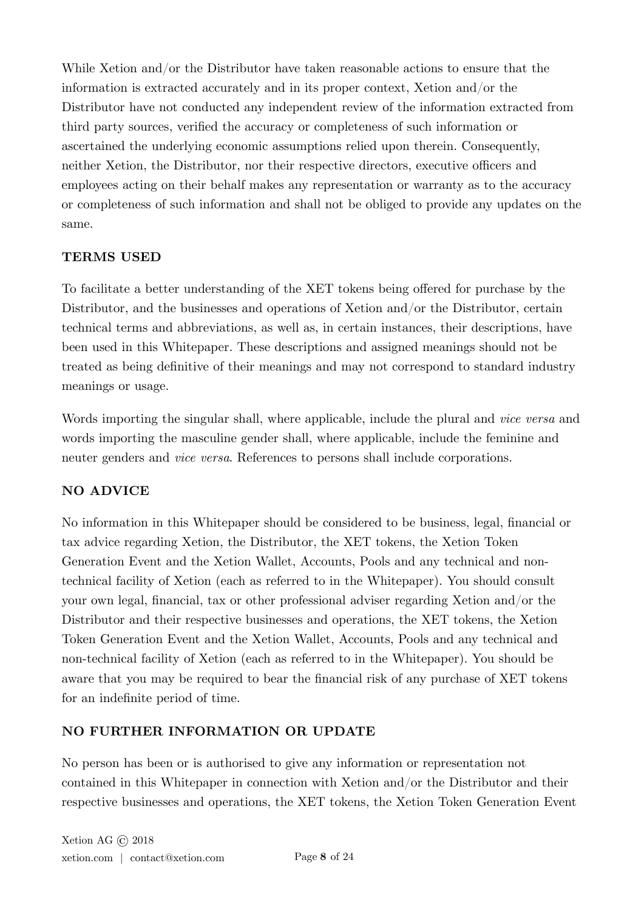While Xetion and/or the Distributor have taken reasonable actions to ensure that the information is extracted accurately and in its proper context, Xetion and/or the Distributor have not conducted any independent review of the information extracted from third party sources, verified the accuracy or completeness of such information or ascertained the underlying economic assumptions relied upon therein. Consequently, neither Xetion, the Distributor, nor their respective directors, executive officers and employees acting on their behalf makes any representation or warranty as to the accuracy or completeness of such information and shall not be obliged to provide any updates on the same.

## TERMS USED

To facilitate a better understanding of the XET tokens being offered for purchase by the Distributor, and the businesses and operations of Xetion and/or the Distributor, certain technical terms and abbreviations, as well as, in certain instances, their descriptions, have been used in this Whitepaper. These descriptions and assigned meanings should not be treated as being definitive of their meanings and may not correspond to standard industry meanings or usage.

Words importing the singular shall, where applicable, include the plural and *vice versa* and words importing the masculine gender shall, where applicable, include the feminine and neuter genders and *vice versa*. References to persons shall include corporations.

## NO ADVICE

No information in this Whitepaper should be considered to be business, legal, financial or tax advice regarding Xetion, the Distributor, the XET tokens, the Xetion Token Generation Event and the Xetion Wallet, Accounts, Pools and any technical and non-technical facility of Xetion (each as referred to in the Whitepaper). You should consult your own legal, financial, tax or other professional adviser regarding Xetion and/or the Distributor and their respective businesses and operations, the XET tokens, the Xetion Token Generation Event and the Xetion Wallet, Accounts, Pools and any technical and non-technical facility of Xetion (each as referred to in the Whitepaper). You should be aware that you may be required to bear the financial risk of any purchase of XET tokens for an indefinite period of time.

## NO FURTHER INFORMATION OR UPDATE

No person has been or is authorised to give any information or representation not contained in this Whitepaper in connection with Xetion and/or the Distributor and their respective businesses and operations, the XET tokens, the Xetion Token Generation Event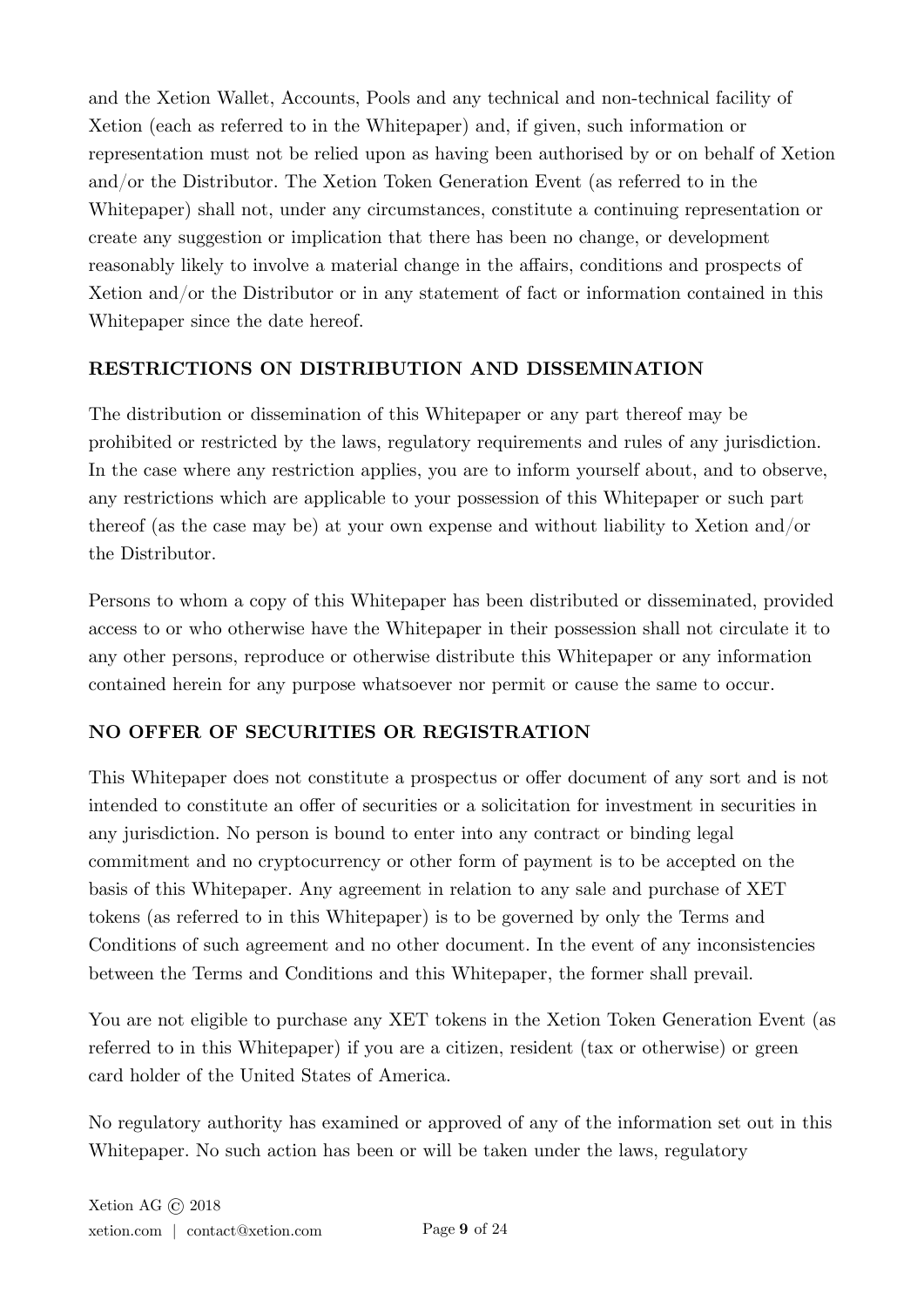and the Xetion Wallet, Accounts, Pools and any technical and non-technical facility of Xetion (each as referred to in the Whitepaper) and, if given, such information or representation must not be relied upon as having been authorised by or on behalf of Xetion and/or the Distributor. The Xetion Token Generation Event (as referred to in the Whitepaper) shall not, under any circumstances, constitute a continuing representation or create any suggestion or implication that there has been no change, or development reasonably likely to involve a material change in the affairs, conditions and prospects of Xetion and/or the Distributor or in any statement of fact or information contained in this Whitepaper since the date hereof.

## RESTRICTIONS ON DISTRIBUTION AND DISSEMINATION

The distribution or dissemination of this Whitepaper or any part thereof may be prohibited or restricted by the laws, regulatory requirements and rules of any jurisdiction. In the case where any restriction applies, you are to inform yourself about, and to observe, any restrictions which are applicable to your possession of this Whitepaper or such part thereof (as the case may be) at your own expense and without liability to Xetion and/or the Distributor.

Persons to whom a copy of this Whitepaper has been distributed or disseminated, provided access to or who otherwise have the Whitepaper in their possession shall not circulate it to any other persons, reproduce or otherwise distribute this Whitepaper or any information contained herein for any purpose whatsoever nor permit or cause the same to occur.

## NO OFFER OF SECURITIES OR REGISTRATION

This Whitepaper does not constitute a prospectus or offer document of any sort and is not intended to constitute an offer of securities or a solicitation for investment in securities in any jurisdiction. No person is bound to enter into any contract or binding legal commitment and no cryptocurrency or other form of payment is to be accepted on the basis of this Whitepaper. Any agreement in relation to any sale and purchase of XET tokens (as referred to in this Whitepaper) is to be governed by only the Terms and Conditions of such agreement and no other document. In the event of any inconsistencies between the Terms and Conditions and this Whitepaper, the former shall prevail.

You are not eligible to purchase any XET tokens in the Xetion Token Generation Event (as referred to in this Whitepaper) if you are a citizen, resident (tax or otherwise) or green card holder of the United States of America.

No regulatory authority has examined or approved of any of the information set out in this Whitepaper. No such action has been or will be taken under the laws, regulatory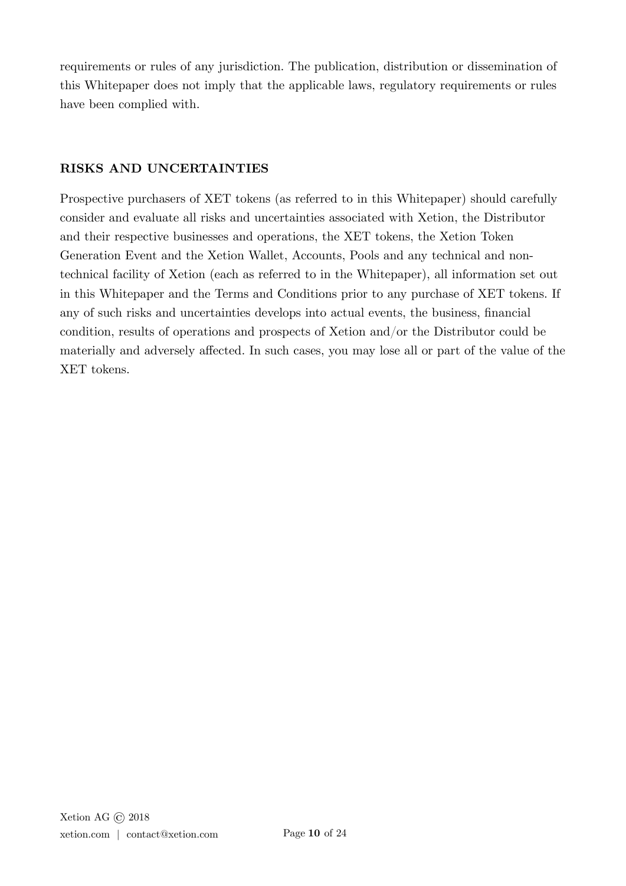requirements or rules of any jurisdiction. The publication, distribution or dissemination of this Whitepaper does not imply that the applicable laws, regulatory requirements or rules have been complied with.

## RISKS AND UNCERTAINTIES

Prospective purchasers of XET tokens (as referred to in this Whitepaper) should carefully consider and evaluate all risks and uncertainties associated with Xetion, the Distributor and their respective businesses and operations, the XET tokens, the Xetion Token Generation Event and the Xetion Wallet, Accounts, Pools and any technical and non-technical facility of Xetion (each as referred to in the Whitepaper), all information set out in this Whitepaper and the Terms and Conditions prior to any purchase of XET tokens. If any of such risks and uncertainties develops into actual events, the business, financial condition, results of operations and prospects of Xetion and/or the Distributor could be materially and adversely affected. In such cases, you may lose all or part of the value of the XET tokens.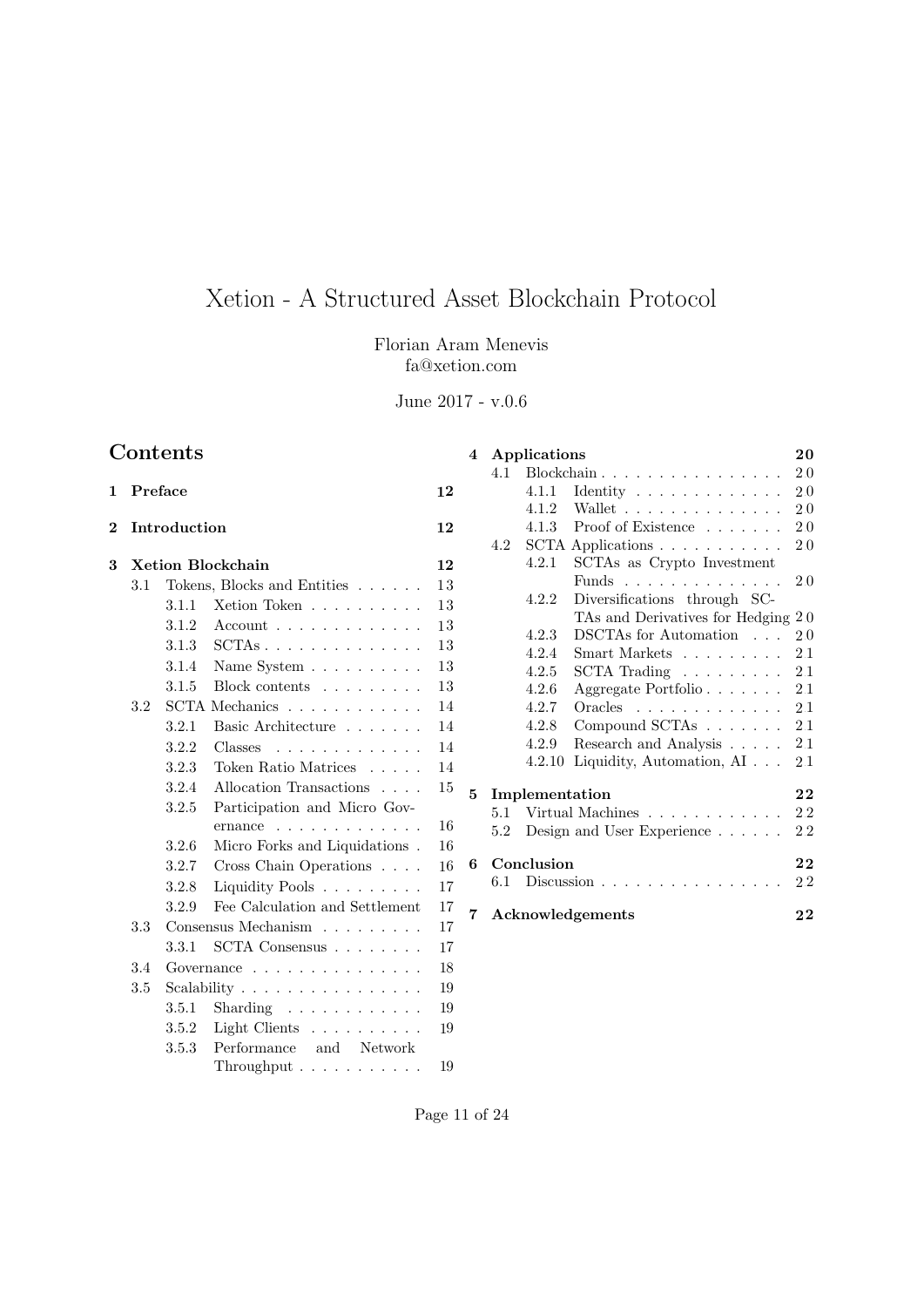# Xetion - A Structured Asset Blockchain Protocol

Florian Aram Menevis
fa@xetion.com

June 2017 - v.0.6

## Contents

- **1 Preface** — 12
- **2 Introduction** — 12
- **3 Xetion Blockchain** — 12
  - 3.1 Tokens, Blocks and Entities — 13
    - 3.1.1 Xetion Token — 13
    - 3.1.2 Account — 13
    - 3.1.3 SCTAs — 13
    - 3.1.4 Name System — 13
    - 3.1.5 Block contents — 13
  - 3.2 SCTA Mechanics — 14
    - 3.2.1 Basic Architecture — 14
    - 3.2.2 Classes — 14
    - 3.2.3 Token Ratio Matrices — 14
    - 3.2.4 Allocation Transactions — 15
    - 3.2.5 Participation and Micro Governance — 16
    - 3.2.6 Micro Forks and Liquidations — 16
    - 3.2.7 Cross Chain Operations — 16
    - 3.2.8 Liquidity Pools — 17
    - 3.2.9 Fee Calculation and Settlement — 17
  - 3.3 Consensus Mechanism — 17
    - 3.3.1 SCTA Consensus — 17
  - 3.4 Governance — 18
  - 3.5 Scalability — 19
    - 3.5.1 Sharding — 19
    - 3.5.2 Light Clients — 19
    - 3.5.3 Performance and Network Throughput — 19
- **4 Applications** — 20
  - 4.1 Blockchain — 20
    - 4.1.1 Identity — 20
    - 4.1.2 Wallet — 20
    - 4.1.3 Proof of Existence — 20
  - 4.2 SCTA Applications — 20
    - 4.2.1 SCTAs as Crypto Investment Funds — 20
    - 4.2.2 Diversifications through SCTAs and Derivatives for Hedging — 20
    - 4.2.3 DSCTAs for Automation — 20
    - 4.2.4 Smart Markets — 21
    - 4.2.5 SCTA Trading — 21
    - 4.2.6 Aggregate Portfolio — 21
    - 4.2.7 Oracles — 21
    - 4.2.8 Compound SCTAs — 21
    - 4.2.9 Research and Analysis — 21
    - 4.2.10 Liquidity, Automation, AI — 21
- **5 Implementation** — 22
  - 5.1 Virtual Machines — 22
  - 5.2 Design and User Experience — 22
- **6 Conclusion** — 22
  - 6.1 Discussion — 22
- **7 Acknowledgements** — 22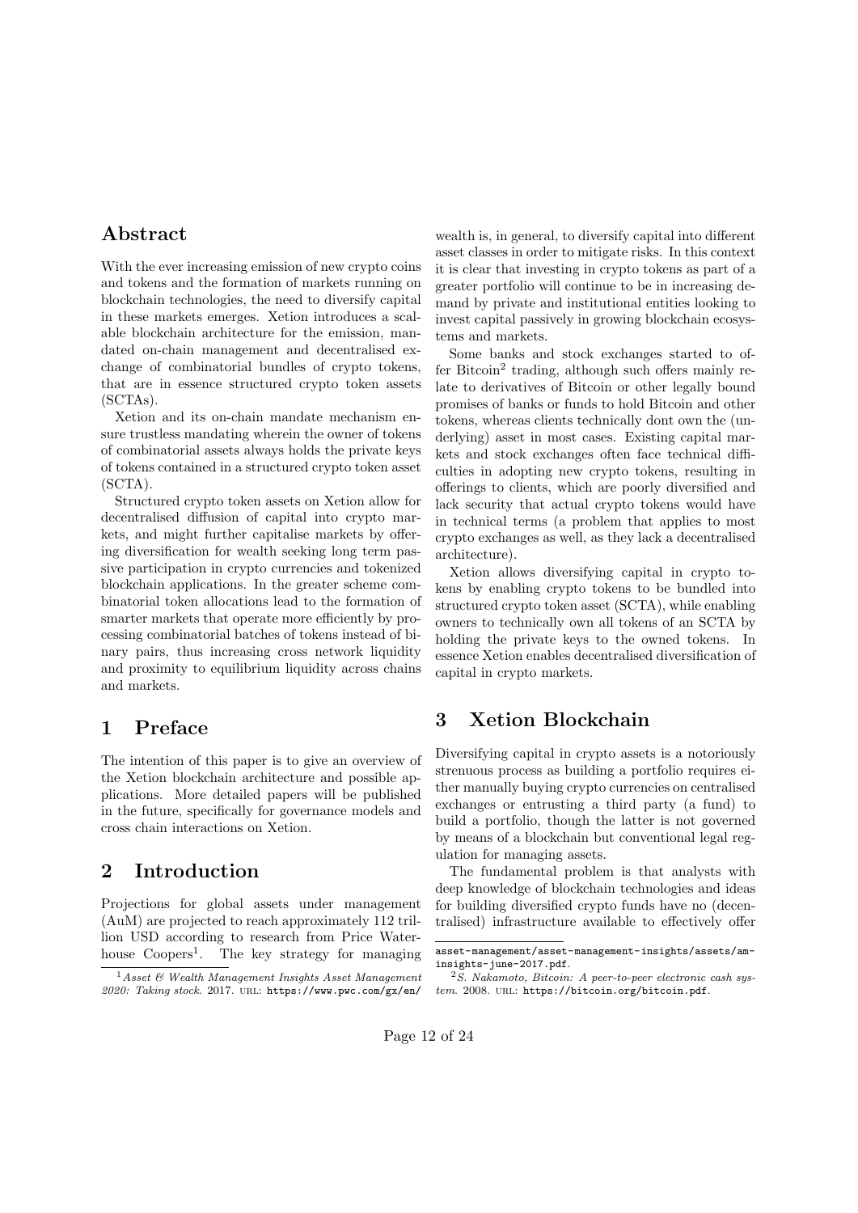## Abstract

With the ever increasing emission of new crypto coins and tokens and the formation of markets running on blockchain technologies, the need to diversify capital in these markets emerges. Xetion introduces a scalable blockchain architecture for the emission, mandated on-chain management and decentralised exchange of combinatorial bundles of crypto tokens, that are in essence structured crypto token assets (SCTAs).

Xetion and its on-chain mandate mechanism ensure trustless mandating wherein the owner of tokens of combinatorial assets always holds the private keys of tokens contained in a structured crypto token asset (SCTA).

Structured crypto token assets on Xetion allow for decentralised diffusion of capital into crypto markets, and might further capitalise markets by offering diversification for wealth seeking long term passive participation in crypto currencies and tokenized blockchain applications. In the greater scheme combinatorial token allocations lead to the formation of smarter markets that operate more efficiently by processing combinatorial batches of tokens instead of binary pairs, thus increasing cross network liquidity and proximity to equilibrium liquidity across chains and markets.

## 1 Preface

The intention of this paper is to give an overview of the Xetion blockchain architecture and possible applications. More detailed papers will be published in the future, specifically for governance models and cross chain interactions on Xetion.

## 2 Introduction

Projections for global assets under management (AuM) are projected to reach approximately 112 trillion USD according to research from Price Waterhouse Coopers[1]. The key strategy for managing wealth is, in general, to diversify capital into different asset classes in order to mitigate risks. In this context it is clear that investing in crypto tokens as part of a greater portfolio will continue to be in increasing demand by private and institutional entities looking to invest capital passively in growing blockchain ecosystems and markets.

Some banks and stock exchanges started to offer Bitcoin[2] trading, although such offers mainly relate to derivatives of Bitcoin or other legally bound promises of banks or funds to hold Bitcoin and other tokens, whereas clients technically dont own the (underlying) asset in most cases. Existing capital markets and stock exchanges often face technical difficulties in adopting new crypto tokens, resulting in offerings to clients, which are poorly diversified and lack security that actual crypto tokens would have in technical terms (a problem that applies to most crypto exchanges as well, as they lack a decentralised architecture).

Xetion allows diversifying capital in crypto tokens by enabling crypto tokens to be bundled into structured crypto token asset (SCTA), while enabling owners to technically own all tokens of an SCTA by holding the private keys to the owned tokens. In essence Xetion enables decentralised diversification of capital in crypto markets.

## 3 Xetion Blockchain

Diversifying capital in crypto assets is a notoriously strenuous process as building a portfolio requires either manually buying crypto currencies on centralised exchanges or entrusting a third party (a fund) to build a portfolio, though the latter is not governed by means of a blockchain but conventional legal regulation for managing assets.

The fundamental problem is that analysts with deep knowledge of blockchain technologies and ideas for building diversified crypto funds have no (decentralised) infrastructure available to effectively offer

---

[1] *Asset & Wealth Management Insights Asset Management 2020: Taking stock*. 2017. URL: https://www.pwc.com/gx/en/asset-management/asset-management-insights/assets/am-insights-june-2017.pdf.

[2] *S. Nakamoto, Bitcoin: A peer-to-peer electronic cash system*. 2008. URL: https://bitcoin.org/bitcoin.pdf.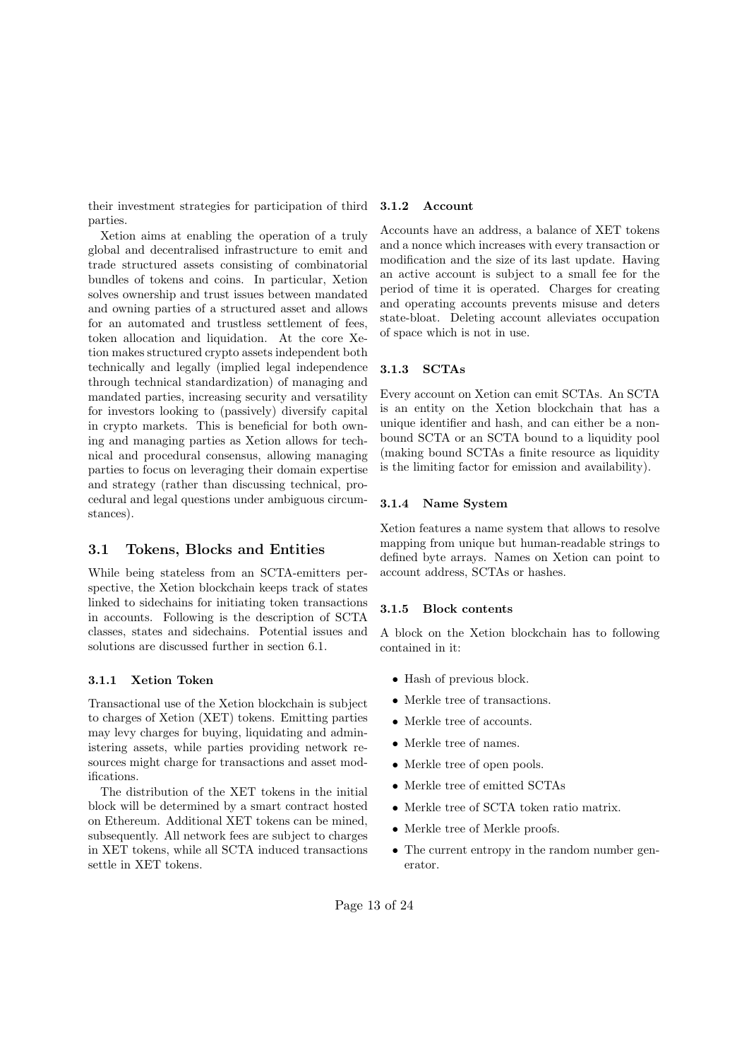their investment strategies for participation of third parties.

Xetion aims at enabling the operation of a truly global and decentralised infrastructure to emit and trade structured assets consisting of combinatorial bundles of tokens and coins. In particular, Xetion solves ownership and trust issues between mandated and owning parties of a structured asset and allows for an automated and trustless settlement of fees, token allocation and liquidation. At the core Xetion makes structured crypto assets independent both technically and legally (implied legal independence through technical standardization) of managing and mandated parties, increasing security and versatility for investors looking to (passively) diversify capital in crypto markets. This is beneficial for both owning and managing parties as Xetion allows for technical and procedural consensus, allowing managing parties to focus on leveraging their domain expertise and strategy (rather than discussing technical, procedural and legal questions under ambiguous circumstances).

## 3.1 Tokens, Blocks and Entities

While being stateless from an SCTA-emitters perspective, the Xetion blockchain keeps track of states linked to sidechains for initiating token transactions in accounts. Following is the description of SCTA classes, states and sidechains. Potential issues and solutions are discussed further in section 6.1.

### 3.1.1 Xetion Token

Transactional use of the Xetion blockchain is subject to charges of Xetion (XET) tokens. Emitting parties may levy charges for buying, liquidating and administering assets, while parties providing network resources might charge for transactions and asset modifications.

The distribution of the XET tokens in the initial block will be determined by a smart contract hosted on Ethereum. Additional XET tokens can be mined, subsequently. All network fees are subject to charges in XET tokens, while all SCTA induced transactions settle in XET tokens.

### 3.1.2 Account

Accounts have an address, a balance of XET tokens and a nonce which increases with every transaction or modification and the size of its last update. Having an active account is subject to a small fee for the period of time it is operated. Charges for creating and operating accounts prevents misuse and deters state-bloat. Deleting account alleviates occupation of space which is not in use.

### 3.1.3 SCTAs

Every account on Xetion can emit SCTAs. An SCTA is an entity on the Xetion blockchain that has a unique identifier and hash, and can either be a non-bound SCTA or an SCTA bound to a liquidity pool (making bound SCTAs a finite resource as liquidity is the limiting factor for emission and availability).

### 3.1.4 Name System

Xetion features a name system that allows to resolve mapping from unique but human-readable strings to defined byte arrays. Names on Xetion can point to account address, SCTAs or hashes.

### 3.1.5 Block contents

A block on the Xetion blockchain has to following contained in it:

- Hash of previous block.
- Merkle tree of transactions.
- Merkle tree of accounts.
- Merkle tree of names.
- Merkle tree of open pools.
- Merkle tree of emitted SCTAs
- Merkle tree of SCTA token ratio matrix.
- Merkle tree of Merkle proofs.
- The current entropy in the random number generator.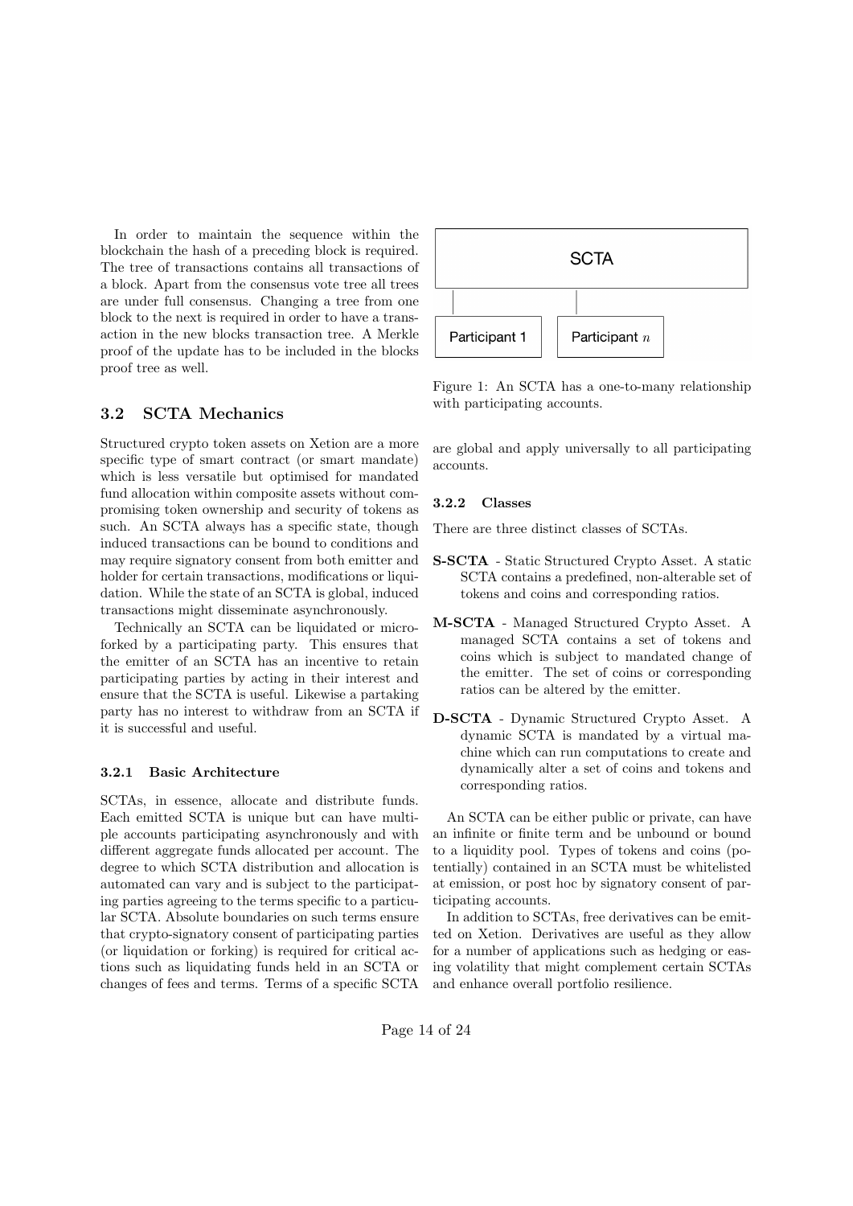In order to maintain the sequence within the blockchain the hash of a preceding block is required. The tree of transactions contains all transactions of a block. Apart from the consensus vote tree all trees are under full consensus. Changing a tree from one block to the next is required in order to have a transaction in the new blocks transaction tree. A Merkle proof of the update has to be included in the blocks proof tree as well.

## 3.2 SCTA Mechanics

Structured crypto token assets on Xetion are a more specific type of smart contract (or smart mandate) which is less versatile but optimised for mandated fund allocation within composite assets without compromising token ownership and security of tokens as such. An SCTA always has a specific state, though induced transactions can be bound to conditions and may require signatory consent from both emitter and holder for certain transactions, modifications or liquidation. While the state of an SCTA is global, induced transactions might disseminate asynchronously.

Technically an SCTA can be liquidated or microforked by a participating party. This ensures that the emitter of an SCTA has an incentive to retain participating parties by acting in their interest and ensure that the SCTA is useful. Likewise a partaking party has no interest to withdraw from an SCTA if it is successful and useful.

### 3.2.1 Basic Architecture

SCTAs, in essence, allocate and distribute funds. Each emitted SCTA is unique but can have multiple accounts participating asynchronously and with different aggregate funds allocated per account. The degree to which SCTA distribution and allocation is automated can vary and is subject to the participating parties agreeing to the terms specific to a particular SCTA. Absolute boundaries on such terms ensure that crypto-signatory consent of participating parties (or liquidation or forking) is required for critical actions such as liquidating funds held in an SCTA or changes of fees and terms. Terms of a specific SCTA are global and apply universally to all participating accounts.

| SCTA | |
|---|---|
| Participant 1 | Participant $n$ |

Figure 1: An SCTA has a one-to-many relationship with participating accounts.

### 3.2.2 Classes

There are three distinct classes of SCTAs.

- **S-SCTA** - Static Structured Crypto Asset. A static SCTA contains a predefined, non-alterable set of tokens and coins and corresponding ratios.
- **M-SCTA** - Managed Structured Crypto Asset. A managed SCTA contains a set of tokens and coins which is subject to mandated change of the emitter. The set of coins or corresponding ratios can be altered by the emitter.
- **D-SCTA** - Dynamic Structured Crypto Asset. A dynamic SCTA is mandated by a virtual machine which can run computations to create and dynamically alter a set of coins and tokens and corresponding ratios.

An SCTA can be either public or private, can have an infinite or finite term and be unbound or bound to a liquidity pool. Types of tokens and coins (potentially) contained in an SCTA must be whitelisted at emission, or post hoc by signatory consent of participating accounts.

In addition to SCTAs, free derivatives can be emitted on Xetion. Derivatives are useful as they allow for a number of applications such as hedging or easing volatility that might complement certain SCTAs and enhance overall portfolio resilience.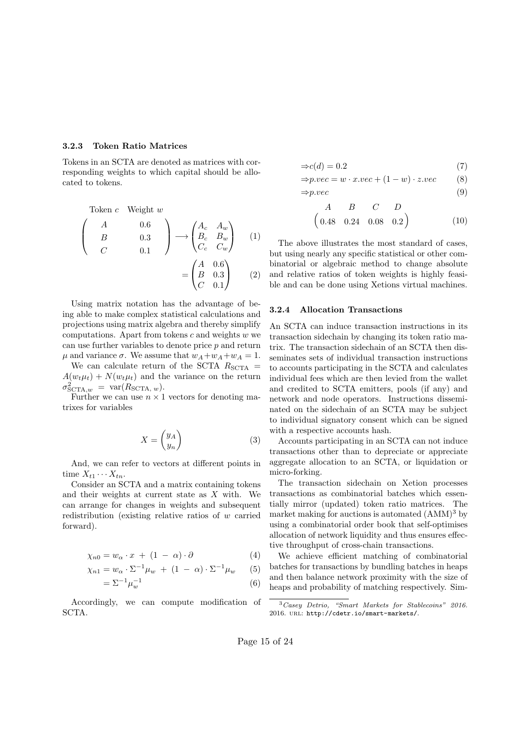### 3.2.3 Token Ratio Matrices

Tokens in an SCTA are denoted as matrices with corresponding weights to which capital should be allocated to tokens.

$$\begin{pmatrix} \text{Token } c & \text{Weight } w \\ A & 0.6 \\ B & 0.3 \\ C & 0.1 \end{pmatrix} \longrightarrow \begin{pmatrix} A_c & A_w \\ B_c & B_w \\ C_c & C_w \end{pmatrix} \quad (1)$$

$$= \begin{pmatrix} A & 0.6 \\ B & 0.3 \\ C & 0.1 \end{pmatrix} \quad (2)$$

Using matrix notation has the advantage of being able to make complex statistical calculations and projections using matrix algebra and thereby simplify computations. Apart from tokens $c$ and weights $w$ we can use further variables to denote price $p$ and return $\mu$ and variance $\sigma$. We assume that $w_A + w_A + w_A = 1$.

We can calculate return of the SCTA $R_{\text{SCTA}} = A(w_t \mu_t) + N(w_t \mu_t)$ and the variance on the return $\sigma^2_{\text{SCTA},w} = \text{var}(R_{\text{SCTA},\,w})$.

Further we can use $n \times 1$ vectors for denoting matrixes for variables

$$X = \begin{pmatrix} y_A \\ y_n \end{pmatrix} \quad (3)$$

And, we can refer to vectors at different points in time $X_{t1} \cdots X_{tn}$.

Consider an SCTA and a matrix containing tokens and their weights at current state as $X$ with. We can arrange for changes in weights and subsequent redistribution (existing relative ratios of $w$ carried forward).

$$\chi_{n0} = w_\alpha \cdot x \;+\; (1 \;-\; \alpha) \cdot \partial \quad (4)$$

$$\chi_{n1} = w_\alpha \cdot \Sigma^{-1} \mu_w \;+\; (1 \;-\; \alpha) \cdot \Sigma^{-1} \mu_w \quad (5)$$

$$= \Sigma^{-1} \mu_w^{-1} \quad (6)$$

Accordingly, we can compute modification of SCTA.

$$\Rightarrow c(d) = 0.2 \quad (7)$$

$$\Rightarrow p.vec = w \cdot x.vec + (1 - w) \cdot z.vec \quad (8)$$

$$\Rightarrow p.vec \quad (9)$$

$$\begin{matrix} A & B & C & D \\ \end{matrix}$$
$$\begin{pmatrix} 0.48 & 0.24 & 0.08 & 0.2 \end{pmatrix} \quad (10)$$

The above illustrates the most standard of cases, but using nearly any specific statistical or other combinatorial or algebraic method to change absolute and relative ratios of token weights is highly feasible and can be done using Xetions virtual machines.

### 3.2.4 Allocation Transactions

An SCTA can induce transaction instructions in its transaction sidechain by changing its token ratio matrix. The transaction sidechain of an SCTA then disseminates sets of individual transaction instructions to accounts participating in the SCTA and calculates individual fees which are then levied from the wallet and credited to SCTA emitters, pools (if any) and network and node operators. Instructions disseminated on the sidechain of an SCTA may be subject to individual signatory consent which can be signed with a respective accounts hash.

Accounts participating in an SCTA can not induce transactions other than to depreciate or appreciate aggregate allocation to an SCTA, or liquidation or micro-forking.

The transaction sidechain on Xetion processes transactions as combinatorial batches which essentially mirror (updated) token ratio matrices. The market making for auctions is automated (AMM)[3] by using a combinatorial order book that self-optimises allocation of network liquidity and thus ensures effective throughput of cross-chain transactions.

We achieve efficient matching of combinatorial batches for transactions by bundling batches in heaps and then balance network proximity with the size of heaps and probability of matching respectively. Sim-

[3] *Casey Detrio, "Smart Markets for Stablecoins" 2016.* 2016. URL: http://cdetr.io/smart-markets/.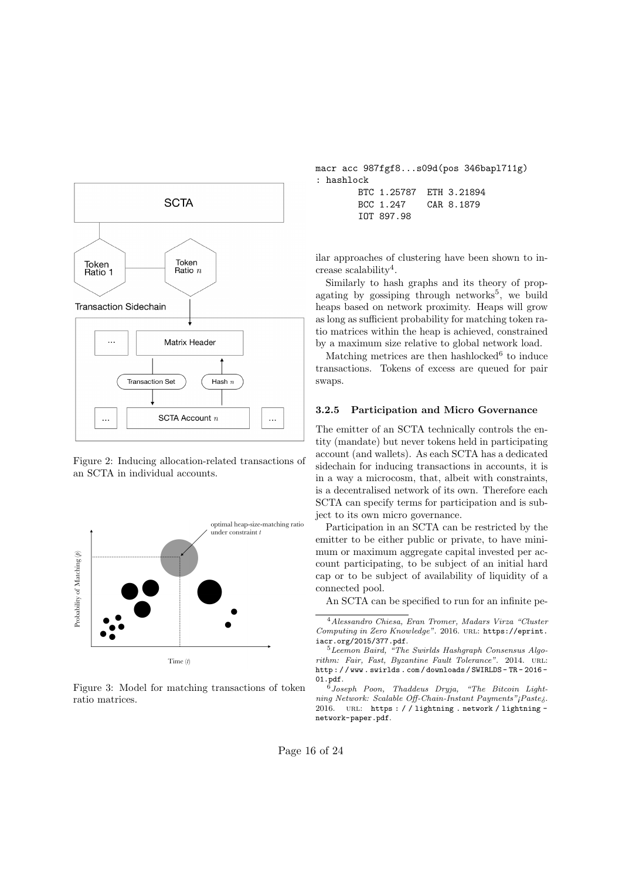Figure 2: Inducing allocation-related transactions of an SCTA in individual accounts.

Figure 3: Model for matching transactions of token ratio matrices.

```
macr acc 987fgf8...s09d(pos 346bapl711g)
: hashlock
        BTC 1.25787  ETH 3.21894
        BCC 1.247    CAR 8.1879
        IOT 897.98
```

ilar approaches of clustering have been shown to increase scalability[4].

Similarly to hash graphs and its theory of propagating by gossiping through networks[5], we build heaps based on network proximity. Heaps will grow as long as sufficient probability for matching token ratio matrices within the heap is achieved, constrained by a maximum size relative to global network load.

Matching metrices are then hashlocked[6] to induce transactions. Tokens of excess are queued for pair swaps.

### 3.2.5 Participation and Micro Governance

The emitter of an SCTA technically controls the entity (mandate) but never tokens held in participating account (and wallets). As each SCTA has a dedicated sidechain for inducing transactions in accounts, it is in a way a microcosm, that, albeit with constraints, is a decentralised network of its own. Therefore each SCTA can specify terms for participation and is subject to its own micro governance.

Participation in an SCTA can be restricted by the emitter to be either public or private, to have minimum or maximum aggregate capital invested per account participating, to be subject of an initial hard cap or to be subject of availability of liquidity of a connected pool.

An SCTA can be specified to run for an infinite pe-

---

[4] *Alessandro Chiesa, Eran Tromer, Madars Virza "Cluster Computing in Zero Knowledge"*. 2016. URL: https://eprint.iacr.org/2015/377.pdf.

[5] *Leemon Baird, "The Swirlds Hashgraph Consensus Algorithm: Fair, Fast, Byzantine Fault Tolerance"*. 2014. URL: http://www.swirlds.com/downloads/SWIRLDS-TR-2016-01.pdf.

[6] *Joseph Poon, Thaddeus Dryja, "The Bitcoin Lightning Network: Scalable Off-Chain-Instant Payments"¡Paste¿*. 2016. URL: https://lightning.network/lightning-network-paper.pdf.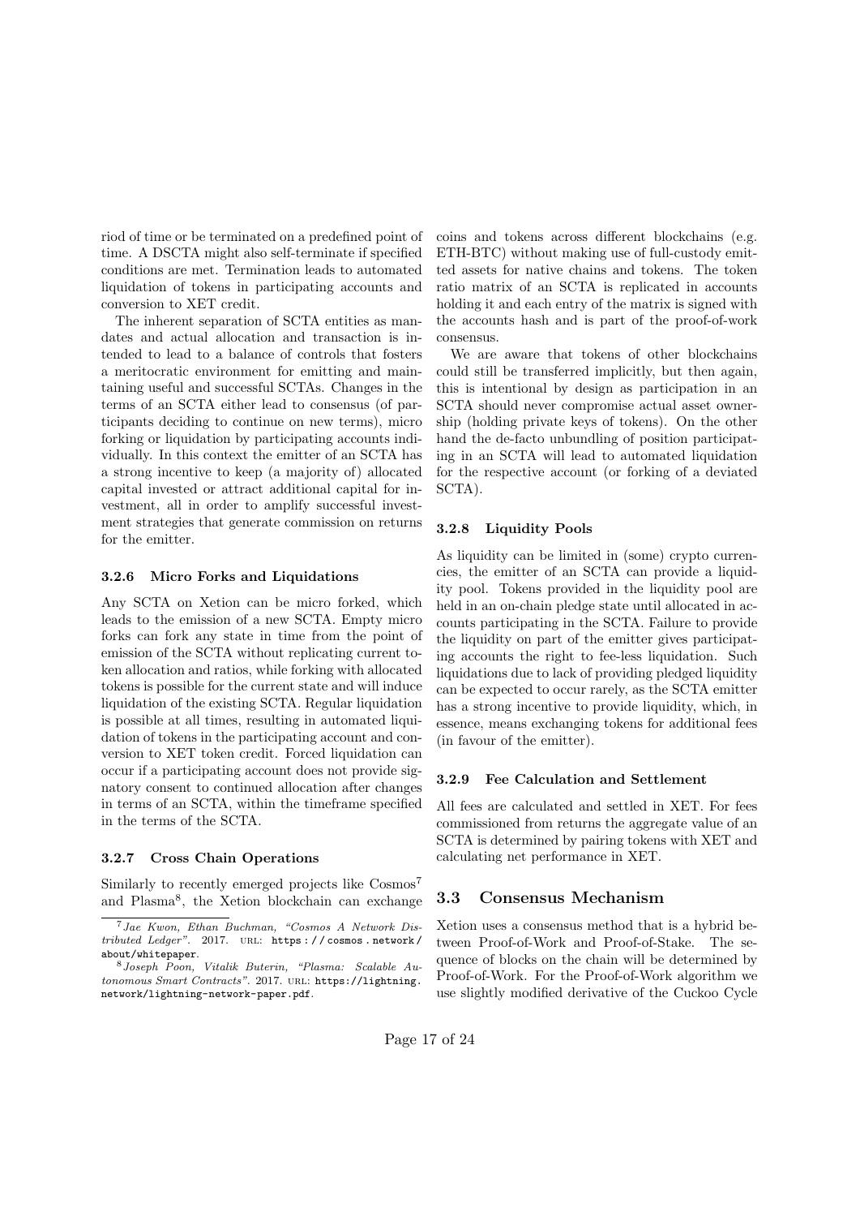riod of time or be terminated on a predefined point of time. A DSCTA might also self-terminate if specified conditions are met. Termination leads to automated liquidation of tokens in participating accounts and conversion to XET credit.

The inherent separation of SCTA entities as mandates and actual allocation and transaction is intended to lead to a balance of controls that fosters a meritocratic environment for emitting and maintaining useful and successful SCTAs. Changes in the terms of an SCTA either lead to consensus (of participants deciding to continue on new terms), micro forking or liquidation by participating accounts individually. In this context the emitter of an SCTA has a strong incentive to keep (a majority of) allocated capital invested or attract additional capital for investment, all in order to amplify successful investment strategies that generate commission on returns for the emitter.

#### 3.2.6 Micro Forks and Liquidations

Any SCTA on Xetion can be micro forked, which leads to the emission of a new SCTA. Empty micro forks can fork any state in time from the point of emission of the SCTA without replicating current token allocation and ratios, while forking with allocated tokens is possible for the current state and will induce liquidation of the existing SCTA. Regular liquidation is possible at all times, resulting in automated liquidation of tokens in the participating account and conversion to XET token credit. Forced liquidation can occur if a participating account does not provide signatory consent to continued allocation after changes in terms of an SCTA, within the timeframe specified in the terms of the SCTA.

#### 3.2.7 Cross Chain Operations

Similarly to recently emerged projects like Cosmos[7] and Plasma[8], the Xetion blockchain can exchange coins and tokens across different blockchains (e.g. ETH-BTC) without making use of full-custody emitted assets for native chains and tokens. The token ratio matrix of an SCTA is replicated in accounts holding it and each entry of the matrix is signed with the accounts hash and is part of the proof-of-work consensus.

We are aware that tokens of other blockchains could still be transferred implicitly, but then again, this is intentional by design as participation in an SCTA should never compromise actual asset ownership (holding private keys of tokens). On the other hand the de-facto unbundling of position participating in an SCTA will lead to automated liquidation for the respective account (or forking of a deviated SCTA).

#### 3.2.8 Liquidity Pools

As liquidity can be limited in (some) crypto currencies, the emitter of an SCTA can provide a liquidity pool. Tokens provided in the liquidity pool are held in an on-chain pledge state until allocated in accounts participating in the SCTA. Failure to provide the liquidity on part of the emitter gives participating accounts the right to fee-less liquidation. Such liquidations due to lack of providing pledged liquidity can be expected to occur rarely, as the SCTA emitter has a strong incentive to provide liquidity, which, in essence, means exchanging tokens for additional fees (in favour of the emitter).

#### 3.2.9 Fee Calculation and Settlement

All fees are calculated and settled in XET. For fees commissioned from returns the aggregate value of an SCTA is determined by pairing tokens with XET and calculating net performance in XET.

### 3.3 Consensus Mechanism

Xetion uses a consensus method that is a hybrid between Proof-of-Work and Proof-of-Stake. The sequence of blocks on the chain will be determined by Proof-of-Work. For the Proof-of-Work algorithm we use slightly modified derivative of the Cuckoo Cycle

[7] *Jae Kwon, Ethan Buchman, "Cosmos A Network Distributed Ledger"*. 2017. URL: https://cosmos.network/about/whitepaper.

[8] *Joseph Poon, Vitalik Buterin, "Plasma: Scalable Autonomous Smart Contracts"*. 2017. URL: https://lightning.network/lightning-network-paper.pdf.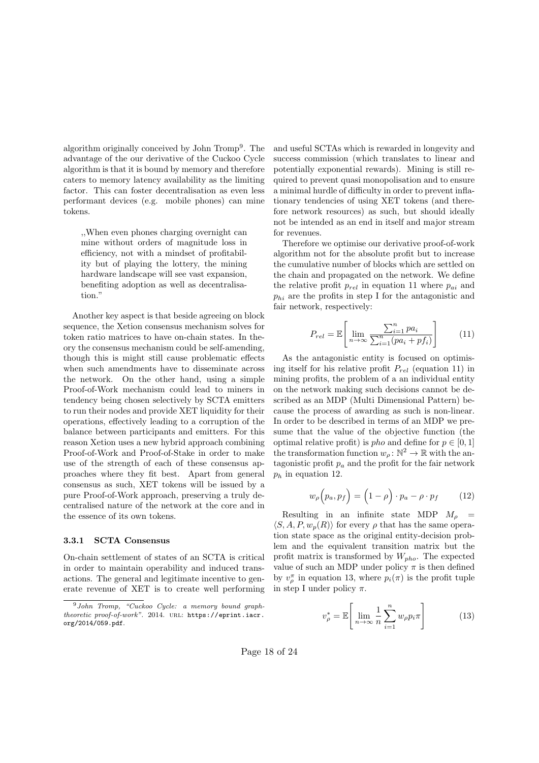algorithm originally conceived by John Tromp[9]. The advantage of the our derivative of the Cuckoo Cycle algorithm is that it is bound by memory and therefore caters to memory latency availability as the limiting factor. This can foster decentralisation as even less performant devices (e.g. mobile phones) can mine tokens.

> ,,When even phones charging overnight can mine without orders of magnitude loss in efficiency, not with a mindset of profitability but of playing the lottery, the mining hardware landscape will see vast expansion, benefiting adoption as well as decentralisation."

Another key aspect is that beside agreeing on block sequence, the Xetion consensus mechanism solves for token ratio matrices to have on-chain states. In theory the consensus mechanism could be self-amending, though this is might still cause problematic effects when such amendments have to disseminate across the network. On the other hand, using a simple Proof-of-Work mechanism could lead to miners in tendency being chosen selectively by SCTA emitters to run their nodes and provide XET liquidity for their operations, effectively leading to a corruption of the balance between participants and emitters. For this reason Xetion uses a new hybrid approach combining Proof-of-Work and Proof-of-Stake in order to make use of the strength of each of these consensus approaches where they fit best. Apart from general consensus as such, XET tokens will be issued by a pure Proof-of-Work approach, preserving a truly decentralised nature of the network at the core and in the essence of its own tokens.

#### 3.3.1 SCTA Consensus

On-chain settlement of states of an SCTA is critical in order to maintain operability and induced transactions. The general and legitimate incentive to generate revenue of XET is to create well performing and useful SCTAs which is rewarded in longevity and success commission (which translates to linear and potentially exponential rewards). Mining is still required to prevent quasi monopolisation and to ensure a minimal hurdle of difficulty in order to prevent inflationary tendencies of using XET tokens (and therefore network resources) as such, but should ideally not be intended as an end in itself and major stream for revenues.

Therefore we optimise our derivative proof-of-work algorithm not for the absolute profit but to increase the cumulative number of blocks which are settled on the chain and propagated on the network. We define the relative profit $p_{rel}$ in equation 11 where $p_{ai}$ and $p_{hi}$ are the profits in step I for the antagonistic and fair network, respectively:

$$P_{rel} = \mathbb{E}\left[\lim_{n\to\infty} \frac{\sum_{i=1}^{n} pa_i}{\sum_{i=1}^{n}(pa_i + pf_i)}\right] \tag{11}$$

As the antagonistic entity is focused on optimising itself for his relative profit $P_{rel}$ (equation 11) in mining profits, the problem of a an individual entity on the network making such decisions cannot be described as an MDP (Multi Dimensional Pattern) because the process of awarding as such is non-linear. In order to be described in terms of an MDP we presume that the value of the objective function (the optimal relative profit) is *pho* and define for $p \in [0, 1]$ the transformation function $w_\rho \colon \mathbb{N}^2 \to \mathbb{R}$ with the antagonistic profit $p_a$ and the profit for the fair network $p_h$ in equation 12.

$$w_\rho\Big(p_a, p_f\Big) = \Big(1 - \rho\Big) \cdot p_a - \rho \cdot p_f \tag{12}$$

Resulting in an infinite state MDP $M_\rho = \langle S, A, P, w_p(R)\rangle$ for every $\rho$ that has the same operation state space as the original entity-decision problem and the equivalent transition matrix but the profit matrix is transformed by $W_{pho}$. The expected value of such an MDP under policy $\pi$ is then defined by $v_\rho^\pi$ in equation 13, where $p_i(\pi)$ is the profit tuple in step I under policy $\pi$.

$$v_\rho^* = \mathbb{E}\left[\lim_{n\to\infty} \frac{1}{n}\sum_{i=1}^{n} w_\rho p_i \pi\right] \tag{13}$$

[9] *John Tromp, "Cuckoo Cycle: a memory bound graph-theoretic proof-of-work"*. 2014. URL: https://eprint.iacr.org/2014/059.pdf.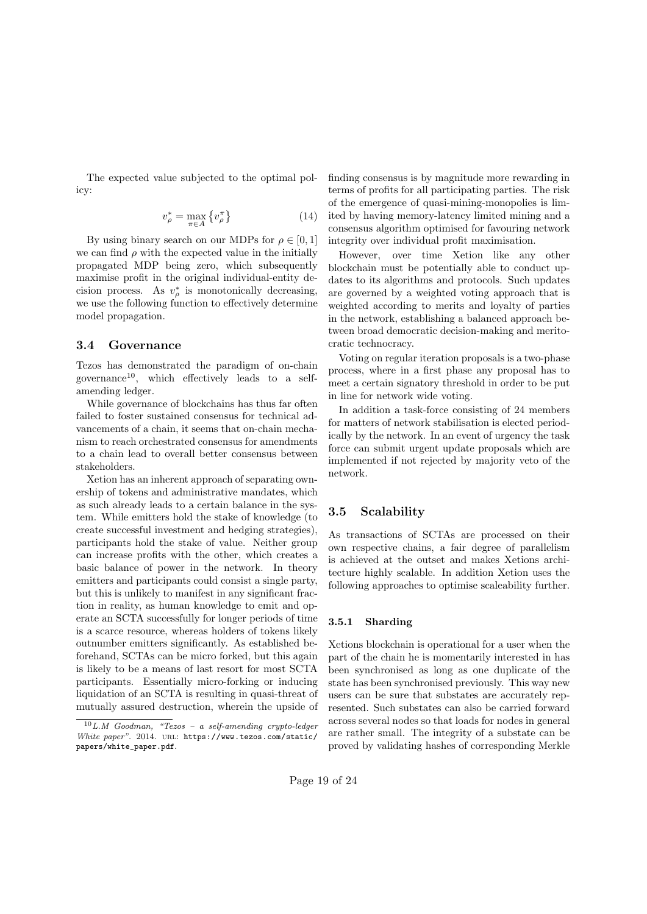The expected value subjected to the optimal policy:

$$v_\rho^* = \max_{\pi \in A} \left\{ v_\rho^\pi \right\} \tag{14}$$

By using binary search on our MDPs for $\rho \in [0, 1]$ we can find $\rho$ with the expected value in the initially propagated MDP being zero, which subsequently maximise profit in the original individual-entity decision process. As $v_\rho^*$ is monotonically decreasing, we use the following function to effectively determine model propagation.

### 3.4 Governance

Tezos has demonstrated the paradigm of on-chain governance[10], which effectively leads to a self-amending ledger.

While governance of blockchains has thus far often failed to foster sustained consensus for technical advancements of a chain, it seems that on-chain mechanism to reach orchestrated consensus for amendments to a chain lead to overall better consensus between stakeholders.

Xetion has an inherent approach of separating ownership of tokens and administrative mandates, which as such already leads to a certain balance in the system. While emitters hold the stake of knowledge (to create successful investment and hedging strategies), participants hold the stake of value. Neither group can increase profits with the other, which creates a basic balance of power in the network. In theory emitters and participants could consist a single party, but this is unlikely to manifest in any significant fraction in reality, as human knowledge to emit and operate an SCTA successfully for longer periods of time is a scarce resource, whereas holders of tokens likely outnumber emitters significantly. As established beforehand, SCTAs can be micro forked, but this again is likely to be a means of last resort for most SCTA participants. Essentially micro-forking or inducing liquidation of an SCTA is resulting in quasi-threat of mutually assured destruction, wherein the upside of finding consensus is by magnitude more rewarding in terms of profits for all participating parties. The risk of the emergence of quasi-mining-monopolies is limited by having memory-latency limited mining and a consensus algorithm optimised for favouring network integrity over individual profit maximisation.

However, over time Xetion like any other blockchain must be potentially able to conduct updates to its algorithms and protocols. Such updates are governed by a weighted voting approach that is weighted according to merits and loyalty of parties in the network, establishing a balanced approach between broad democratic decision-making and meritocratic technocracy.

Voting on regular iteration proposals is a two-phase process, where in a first phase any proposal has to meet a certain signatory threshold in order to be put in line for network wide voting.

In addition a task-force consisting of 24 members for matters of network stabilisation is elected periodically by the network. In an event of urgency the task force can submit urgent update proposals which are implemented if not rejected by majority veto of the network.

### 3.5 Scalability

As transactions of SCTAs are processed on their own respective chains, a fair degree of parallelism is achieved at the outset and makes Xetions architecture highly scalable. In addition Xetion uses the following approaches to optimise scaleability further.

#### 3.5.1 Sharding

Xetions blockchain is operational for a user when the part of the chain he is momentarily interested in has been synchronised as long as one duplicate of the state has been synchronised previously. This way new users can be sure that substates are accurately represented. Such substates can also be carried forward across several nodes so that loads for nodes in general are rather small. The integrity of a substate can be proved by validating hashes of corresponding Merkle

[10] *L.M Goodman, "Tezos – a self-amending crypto-ledger White paper"*. 2014. URL: https://www.tezos.com/static/papers/white_paper.pdf.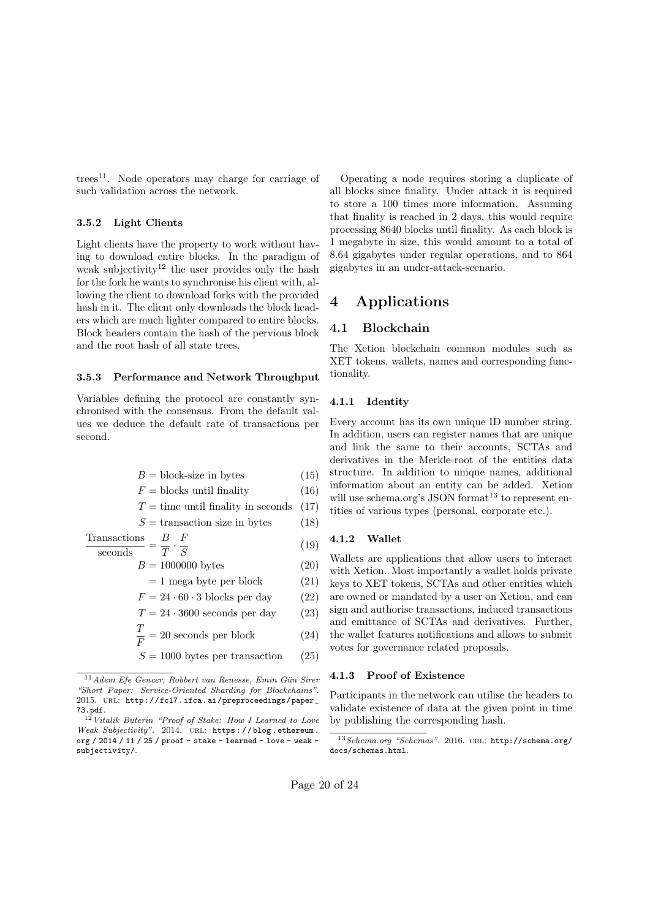trees[11]. Node operators may charge for carriage of such validation across the network.

#### 3.5.2 Light Clients

Light clients have the property to work without having to download entire blocks. In the paradigm of weak subjectivity[12] the user provides only the hash for the fork he wants to synchronise his client with, allowing the client to download forks with the provided hash in it. The client only downloads the block headers which are much lighter compared to entire blocks. Block headers contain the hash of the pervious block and the root hash of all state trees.

#### 3.5.3 Performance and Network Throughput

Variables defining the protocol are constantly synchronised with the consensus. From the default values we deduce the default rate of transactions per second.

$$B = \text{block-size in bytes} \tag{15}$$

$$F = \text{blocks until finality} \tag{16}$$

$$T = \text{time until finality in seconds} \tag{17}$$

$$S = \text{transaction size in bytes} \tag{18}$$

$$\frac{\text{Transactions}}{\text{seconds}} = \frac{B}{T} \cdot \frac{F}{S} \tag{19}$$

$$B = 1000000 \text{ bytes} \tag{20}$$

$$= 1 \text{ mega byte per block} \tag{21}$$

$$F = 24 \cdot 60 \cdot 3 \text{ blocks per day} \tag{22}$$

$$T = 24 \cdot 3600 \text{ seconds per day} \tag{23}$$

$$\frac{T}{F} = 20 \text{ seconds per block} \tag{24}$$

$$S = 1000 \text{ bytes per transaction} \tag{25}$$

Operating a node requires storing a duplicate of all blocks since finality. Under attack it is required to store a 100 times more information. Assuming that finality is reached in 2 days, this would require processing 8640 blocks until finality. As each block is 1 megabyte in size, this would amount to a total of 8.64 gigabytes under regular operations, and to 864 gigabytes in an under-attack-scenario.

## 4 Applications

### 4.1 Blockchain

The Xetion blockchain common modules such as XET tokens, wallets, names and corresponding functionality.

#### 4.1.1 Identity

Every account has its own unique ID number string. In addition, users can register names that are unique and link the same to their accounts, SCTAs and derivatives in the Merkle-root of the entities data structure. In addition to unique names, additional information about an entity can be added. Xetion will use schema.org's JSON format[13] to represent entities of various types (personal, corporate etc.).

#### 4.1.2 Wallet

Wallets are applications that allow users to interact with Xetion. Most importantly a wallet holds private keys to XET tokens, SCTAs and other entities which are owned or mandated by a user on Xetion, and can sign and authorise transactions, induced transactions and emittance of SCTAs and derivatives. Further, the wallet features notifications and allows to submit votes for governance related proposals.

#### 4.1.3 Proof of Existence

Participants in the network can utilise the headers to validate existence of data at the given point in time by publishing the corresponding hash.

---

[11] *Adem Efe Gencer, Robbert van Renesse, Emin Gün Sirer "Short Paper: Service-Oriented Sharding for Blockchains"*. 2015. URL: http://fc17.ifca.ai/preproceedings/paper_73.pdf.

[12] *Vitalik Buterin "Proof of Stake: How I Learned to Love Weak Subjectivity"*. 2014. URL: https://blog.ethereum.org/2014/11/25/proof-stake-learned-love-weak-subjectivity/.

[13] *Schema.org "Schemas"*. 2016. URL: http://schema.org/docs/schemas.html.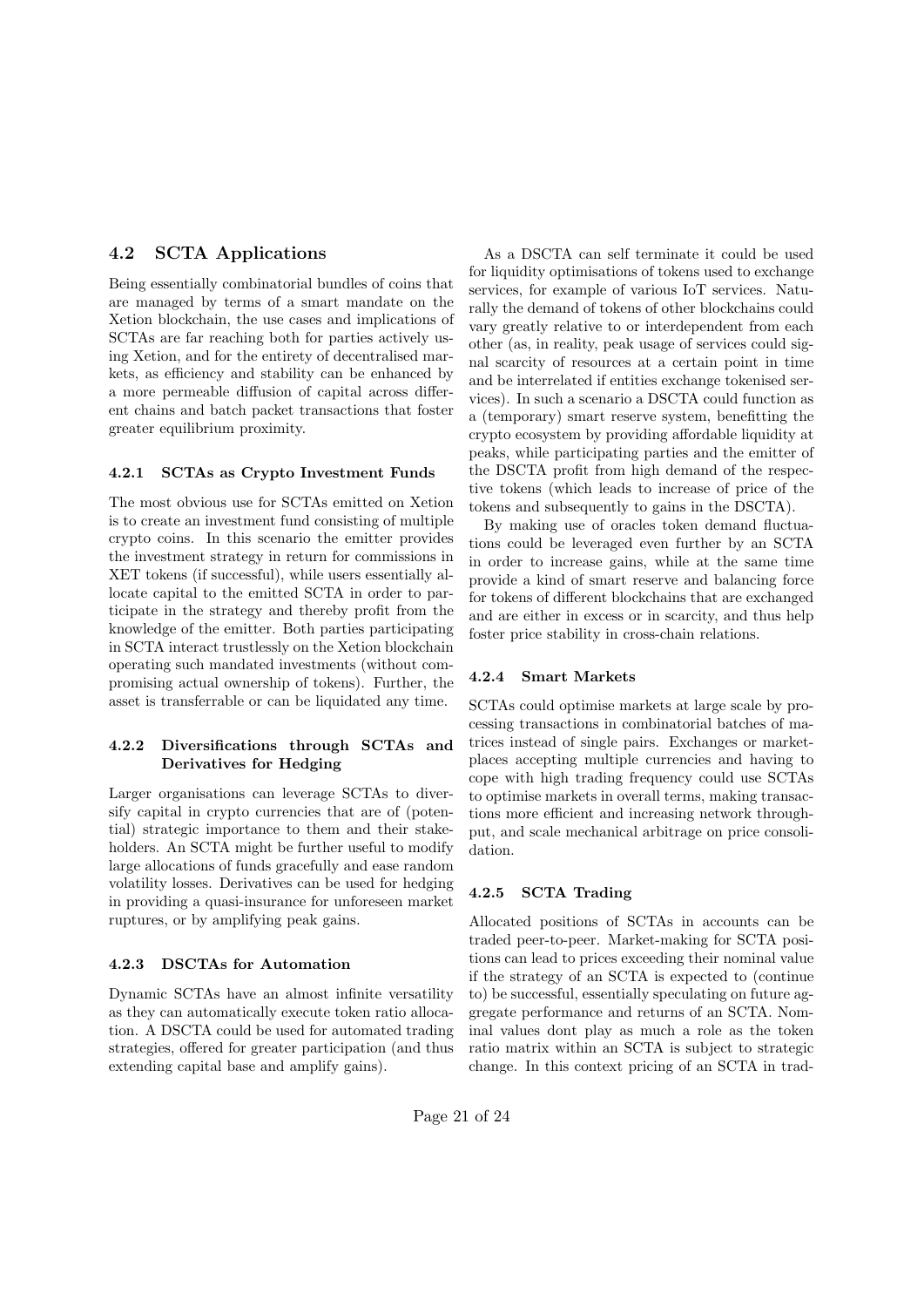## 4.2 SCTA Applications

Being essentially combinatorial bundles of coins that are managed by terms of a smart mandate on the Xetion blockchain, the use cases and implications of SCTAs are far reaching both for parties actively using Xetion, and for the entirety of decentralised markets, as efficiency and stability can be enhanced by a more permeable diffusion of capital across different chains and batch packet transactions that foster greater equilibrium proximity.

### 4.2.1 SCTAs as Crypto Investment Funds

The most obvious use for SCTAs emitted on Xetion is to create an investment fund consisting of multiple crypto coins. In this scenario the emitter provides the investment strategy in return for commissions in XET tokens (if successful), while users essentially allocate capital to the emitted SCTA in order to participate in the strategy and thereby profit from the knowledge of the emitter. Both parties participating in SCTA interact trustlessly on the Xetion blockchain operating such mandated investments (without compromising actual ownership of tokens). Further, the asset is transferrable or can be liquidated any time.

### 4.2.2 Diversifications through SCTAs and Derivatives for Hedging

Larger organisations can leverage SCTAs to diversify capital in crypto currencies that are of (potential) strategic importance to them and their stakeholders. An SCTA might be further useful to modify large allocations of funds gracefully and ease random volatility losses. Derivatives can be used for hedging in providing a quasi-insurance for unforeseen market ruptures, or by amplifying peak gains.

### 4.2.3 DSCTAs for Automation

Dynamic SCTAs have an almost infinite versatility as they can automatically execute token ratio allocation. A DSCTA could be used for automated trading strategies, offered for greater participation (and thus extending capital base and amplify gains).

As a DSCTA can self terminate it could be used for liquidity optimisations of tokens used to exchange services, for example of various IoT services. Naturally the demand of tokens of other blockchains could vary greatly relative to or interdependent from each other (as, in reality, peak usage of services could signal scarcity of resources at a certain point in time and be interrelated if entities exchange tokenised services). In such a scenario a DSCTA could function as a (temporary) smart reserve system, benefitting the crypto ecosystem by providing affordable liquidity at peaks, while participating parties and the emitter of the DSCTA profit from high demand of the respective tokens (which leads to increase of price of the tokens and subsequently to gains in the DSCTA).

By making use of oracles token demand fluctuations could be leveraged even further by an SCTA in order to increase gains, while at the same time provide a kind of smart reserve and balancing force for tokens of different blockchains that are exchanged and are either in excess or in scarcity, and thus help foster price stability in cross-chain relations.

### 4.2.4 Smart Markets

SCTAs could optimise markets at large scale by processing transactions in combinatorial batches of matrices instead of single pairs. Exchanges or marketplaces accepting multiple currencies and having to cope with high trading frequency could use SCTAs to optimise markets in overall terms, making transactions more efficient and increasing network throughput, and scale mechanical arbitrage on price consolidation.

### 4.2.5 SCTA Trading

Allocated positions of SCTAs in accounts can be traded peer-to-peer. Market-making for SCTA positions can lead to prices exceeding their nominal value if the strategy of an SCTA is expected to (continue to) be successful, essentially speculating on future aggregate performance and returns of an SCTA. Nominal values dont play as much a role as the token ratio matrix within an SCTA is subject to strategic change. In this context pricing of an SCTA in trad-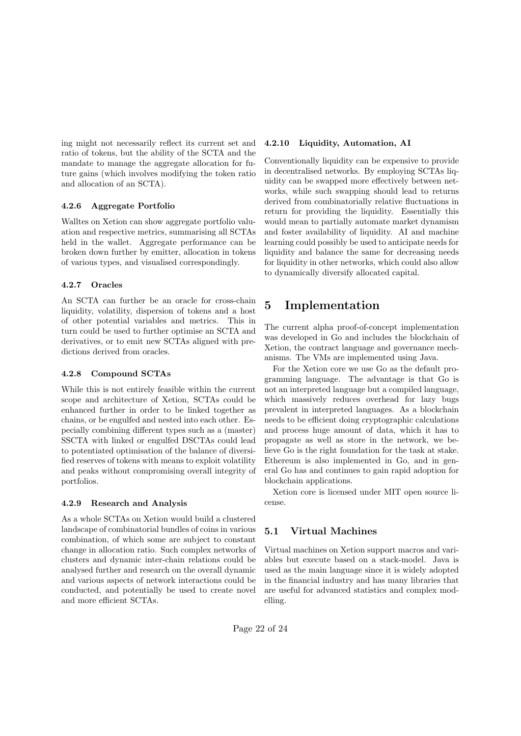ing might not necessarily reflect its current set and ratio of tokens, but the ability of the SCTA and the mandate to manage the aggregate allocation for future gains (which involves modifying the token ratio and allocation of an SCTA).

#### 4.2.6 Aggregate Portfolio

Walltes on Xetion can show aggregate portfolio valuation and respective metrics, summarising all SCTAs held in the wallet. Aggregate performance can be broken down further by emitter, allocation in tokens of various types, and visualised correspondingly.

#### 4.2.7 Oracles

An SCTA can further be an oracle for cross-chain liquidity, volatility, dispersion of tokens and a host of other potential variables and metrics. This in turn could be used to further optimise an SCTA and derivatives, or to emit new SCTAs aligned with predictions derived from oracles.

#### 4.2.8 Compound SCTAs

While this is not entirely feasible within the current scope and architecture of Xetion, SCTAs could be enhanced further in order to be linked together as chains, or be engulfed and nested into each other. Especially combining different types such as a (master) SSCTA with linked or engulfed DSCTAs could lead to potentiated optimisation of the balance of diversified reserves of tokens with means to exploit volatility and peaks without compromising overall integrity of portfolios.

#### 4.2.9 Research and Analysis

As a whole SCTAs on Xetion would build a clustered landscape of combinatorial bundles of coins in various combination, of which some are subject to constant change in allocation ratio. Such complex networks of clusters and dynamic inter-chain relations could be analysed further and research on the overall dynamic and various aspects of network interactions could be conducted, and potentially be used to create novel and more efficient SCTAs.

#### 4.2.10 Liquidity, Automation, AI

Conventionally liquidity can be expensive to provide in decentralised networks. By employing SCTAs liquidity can be swapped more effectively between networks, while such swapping should lead to returns derived from combinatorially relative fluctuations in return for providing the liquidity. Essentially this would mean to partially automate market dynamism and foster availability of liquidity. AI and machine learning could possibly be used to anticipate needs for liquidity and balance the same for decreasing needs for liquidity in other networks, which could also allow to dynamically diversify allocated capital.

# 5 Implementation

The current alpha proof-of-concept implementation was developed in Go and includes the blockchain of Xetion, the contract language and governance mechanisms. The VMs are implemented using Java.

For the Xetion core we use Go as the default programming language. The advantage is that Go is not an interpreted language but a compiled language, which massively reduces overhead for lazy bugs prevalent in interpreted languages. As a blockchain needs to be efficient doing cryptographic calculations and process huge amount of data, which it has to propagate as well as store in the network, we believe Go is the right foundation for the task at stake. Ethereum is also implemented in Go, and in general Go has and continues to gain rapid adoption for blockchain applications.

Xetion core is licensed under MIT open source license.

## 5.1 Virtual Machines

Virtual machines on Xetion support macros and variables but execute based on a stack-model. Java is used as the main language since it is widely adopted in the financial industry and has many libraries that are useful for advanced statistics and complex modelling.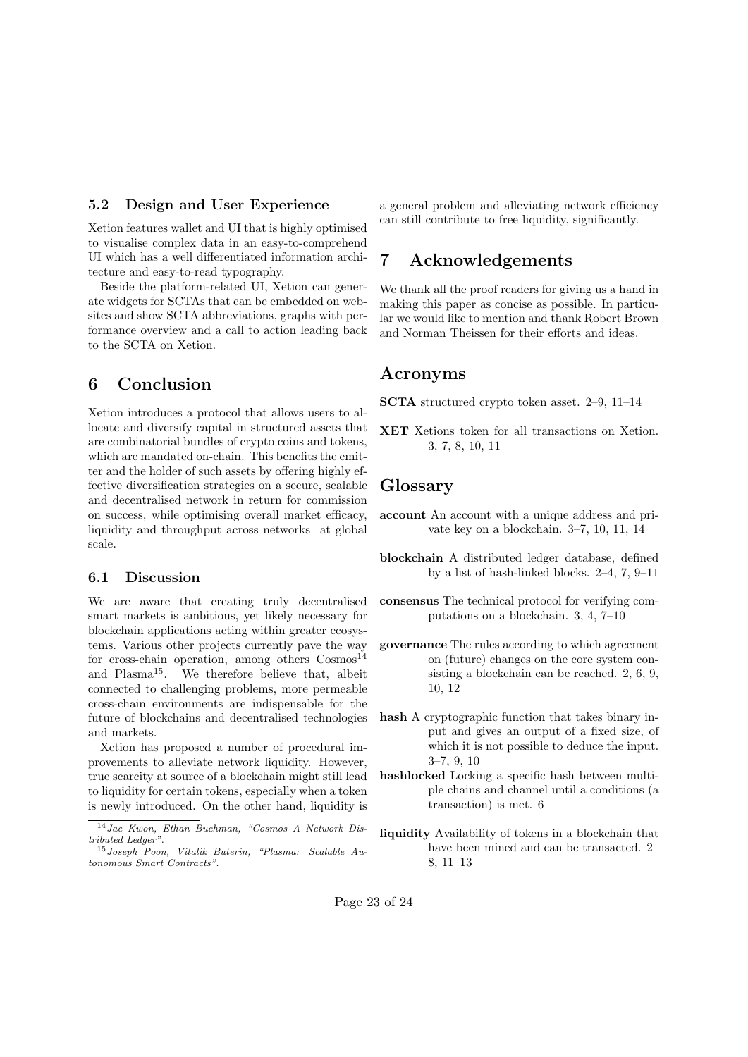### 5.2 Design and User Experience

Xetion features wallet and UI that is highly optimised to visualise complex data in an easy-to-comprehend UI which has a well differentiated information architecture and easy-to-read typography.

Beside the platform-related UI, Xetion can generate widgets for SCTAs that can be embedded on websites and show SCTA abbreviations, graphs with performance overview and a call to action leading back to the SCTA on Xetion.

## 6 Conclusion

Xetion introduces a protocol that allows users to allocate and diversify capital in structured assets that are combinatorial bundles of crypto coins and tokens, which are mandated on-chain. This benefits the emitter and the holder of such assets by offering highly effective diversification strategies on a secure, scalable and decentralised network in return for commission on success, while optimising overall market efficacy, liquidity and throughput across networks at global scale.

### 6.1 Discussion

We are aware that creating truly decentralised smart markets is ambitious, yet likely necessary for blockchain applications acting within greater ecosystems. Various other projects currently pave the way for cross-chain operation, among others Cosmos[14] and Plasma[15]. We therefore believe that, albeit connected to challenging problems, more permeable cross-chain environments are indispensable for the future of blockchains and decentralised technologies and markets.

Xetion has proposed a number of procedural improvements to alleviate network liquidity. However, true scarcity at source of a blockchain might still lead to liquidity for certain tokens, especially when a token is newly introduced. On the other hand, liquidity is a general problem and alleviating network efficiency can still contribute to free liquidity, significantly.

[14] *Jae Kwon, Ethan Buchman, "Cosmos A Network Distributed Ledger".*

[15] *Joseph Poon, Vitalik Buterin, "Plasma: Scalable Autonomous Smart Contracts".*

## 7 Acknowledgements

We thank all the proof readers for giving us a hand in making this paper as concise as possible. In particular we would like to mention and thank Robert Brown and Norman Theissen for their efforts and ideas.

## Acronyms

**SCTA** structured crypto token asset. 2–9, 11–14

**XET** Xetions token for all transactions on Xetion. 3, 7, 8, 10, 11

## Glossary

**account** An account with a unique address and private key on a blockchain. 3–7, 10, 11, 14

**blockchain** A distributed ledger database, defined by a list of hash-linked blocks. 2–4, 7, 9–11

**consensus** The technical protocol for verifying computations on a blockchain. 3, 4, 7–10

**governance** The rules according to which agreement on (future) changes on the core system consisting a blockchain can be reached. 2, 6, 9, 10, 12

**hash** A cryptographic function that takes binary input and gives an output of a fixed size, of which it is not possible to deduce the input. 3–7, 9, 10

**hashlocked** Locking a specific hash between multiple chains and channel until a conditions (a transaction) is met. 6

**liquidity** Availability of tokens in a blockchain that have been mined and can be transacted. 2–8, 11–13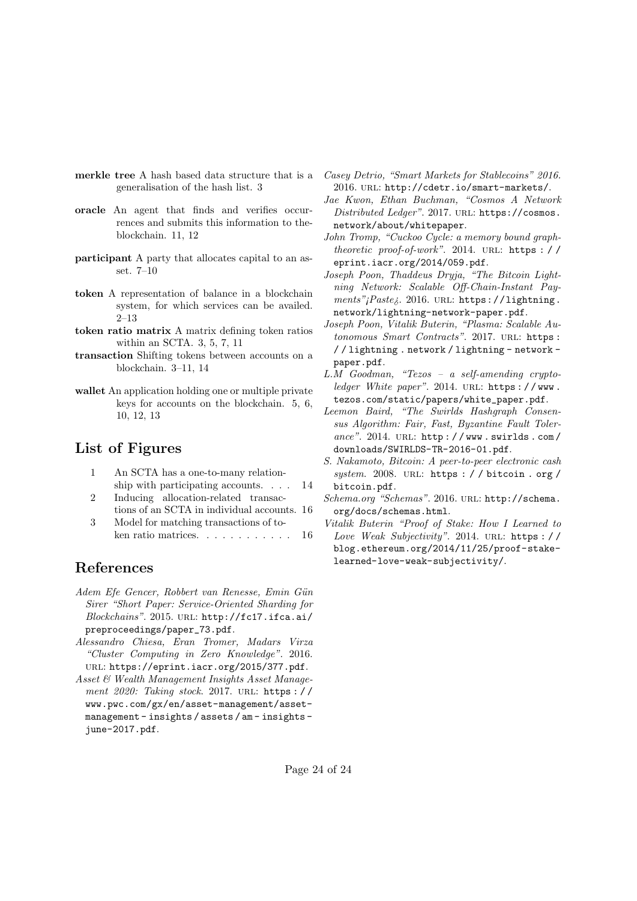**merkle tree** A hash based data structure that is a generalisation of the hash list. 3

**oracle** An agent that finds and verifies occurrences and submits this information to the blockchain. 11, 12

**participant** A party that allocates capital to an asset. 7–10

**token** A representation of balance in a blockchain system, for which services can be availed. 2–13

**token ratio matrix** A matrix defining token ratios within an SCTA. 3, 5, 7, 11

**transaction** Shifting tokens between accounts on a blockchain. 3–11, 14

**wallet** An application holding one or multiple private keys for accounts on the blockchain. 5, 6, 10, 12, 13

## List of Figures

1 An SCTA has a one-to-many relationship with participating accounts. . . . 14

2 Inducing allocation-related transactions of an SCTA in individual accounts. 16

3 Model for matching transactions of token ratio matrices. . . . . . . . . . . . 16

## References

*Adem Efe Gencer, Robbert van Renesse, Emin Gün Sirer "Short Paper: Service-Oriented Sharding for Blockchains"*. 2015. URL: `http://fc17.ifca.ai/preproceedings/paper_73.pdf`.

*Alessandro Chiesa, Eran Tromer, Madars Virza "Cluster Computing in Zero Knowledge"*. 2016. URL: `https://eprint.iacr.org/2015/377.pdf`.

*Asset & Wealth Management Insights Asset Management 2020: Taking stock*. 2017. URL: `https://www.pwc.com/gx/en/asset-management/asset-management-insights/assets/am-insights-june-2017.pdf`.

*Casey Detrio, "Smart Markets for Stablecoins" 2016*. 2016. URL: `http://cdetr.io/smart-markets/`.

*Jae Kwon, Ethan Buchman, "Cosmos A Network Distributed Ledger"*. 2017. URL: `https://cosmos.network/about/whitepaper`.

*John Tromp, "Cuckoo Cycle: a memory bound graph-theoretic proof-of-work"*. 2014. URL: `https://eprint.iacr.org/2014/059.pdf`.

*Joseph Poon, Thaddeus Dryja, "The Bitcoin Lightning Network: Scalable Off-Chain-Instant Payments"¡Paste¿*. 2016. URL: `https://lightning.network/lightning-network-paper.pdf`.

*Joseph Poon, Vitalik Buterin, "Plasma: Scalable Autonomous Smart Contracts"*. 2017. URL: `https://lightning.network/lightning-network-paper.pdf`.

*L.M Goodman, "Tezos – a self-amending crypto-ledger White paper"*. 2014. URL: `https://www.tezos.com/static/papers/white_paper.pdf`.

*Leemon Baird, "The Swirlds Hashgraph Consensus Algorithm: Fair, Fast, Byzantine Fault Tolerance"*. 2014. URL: `http://www.swirlds.com/downloads/SWIRLDS-TR-2016-01.pdf`.

*S. Nakamoto, Bitcoin: A peer-to-peer electronic cash system*. 2008. URL: `https://bitcoin.org/bitcoin.pdf`.

*Schema.org "Schemas"*. 2016. URL: `http://schema.org/docs/schemas.html`.

*Vitalik Buterin "Proof of Stake: How I Learned to Love Weak Subjectivity"*. 2014. URL: `https://blog.ethereum.org/2014/11/25/proof-stake-learned-love-weak-subjectivity/`.